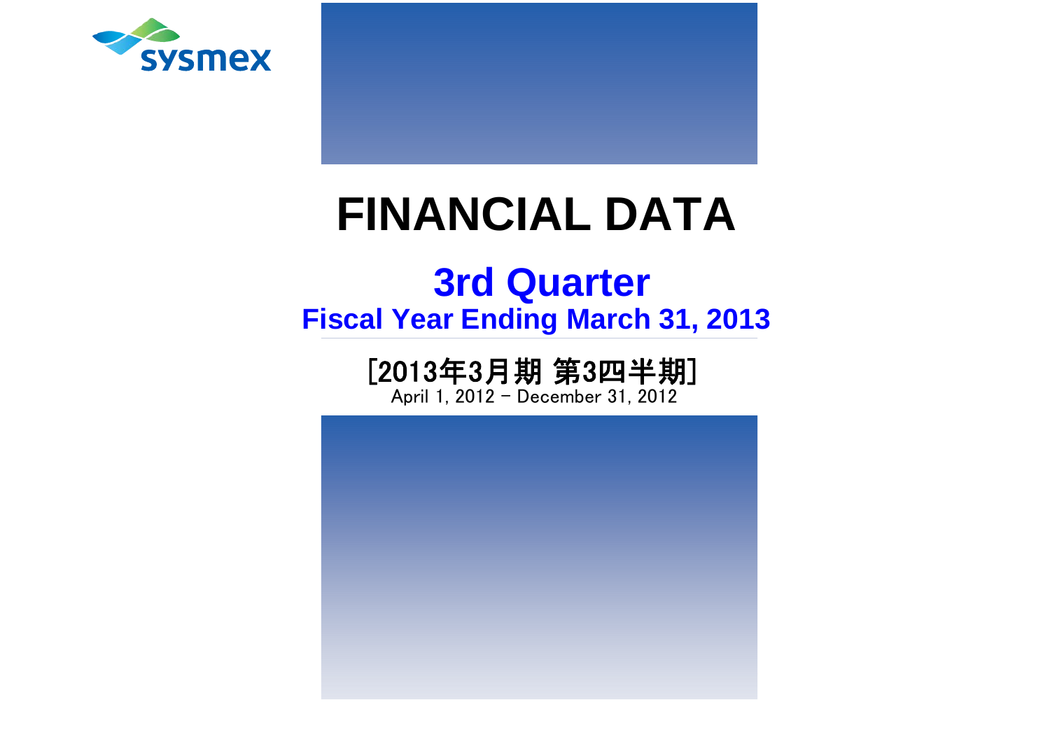sysmex

# FINANCIAL DATA

## 3rd Quarter

### Fiscal Year Ending March 31, 2013

[2013年3月期 第3四半期]

April 1, 2012 - December 31, 2012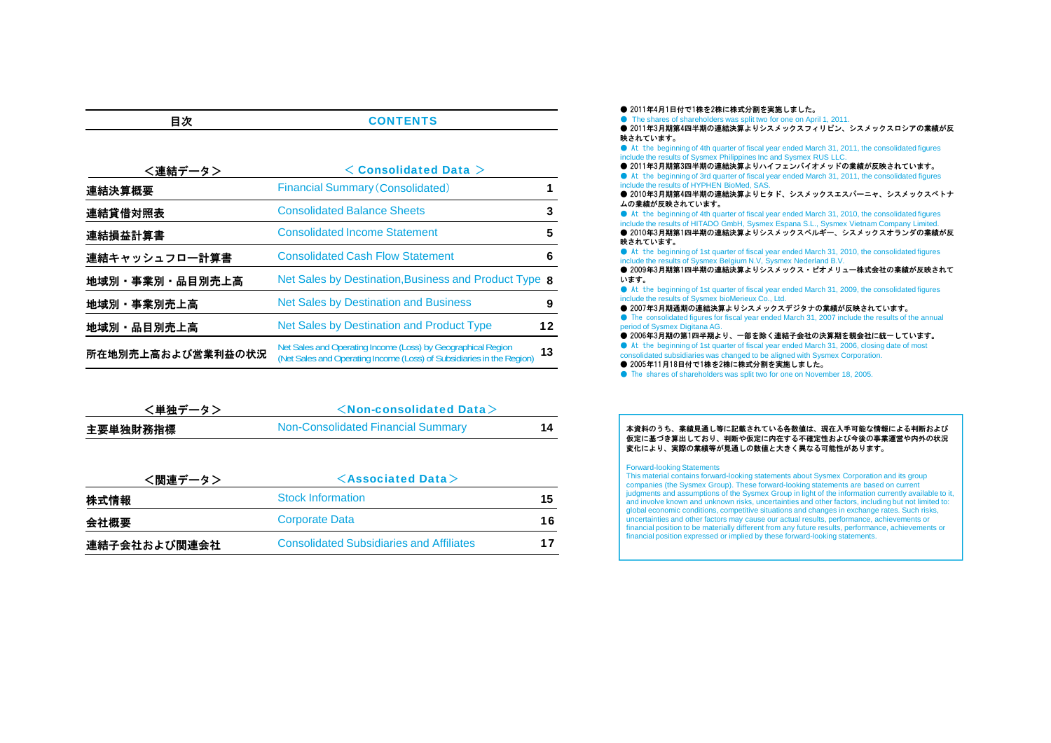| 目次 | CONTENTS | |
|---|---|---|
| **＜連結データ＞** | **＜ Consolidated Data ＞** | |
| **連結決算概要** | Financial Summary（Consolidated） | 1 |
| **連結貸借対照表** | Consolidated Balance Sheets | 3 |
| **連結損益計算書** | Consolidated Income Statement | 5 |
| **連結キャッシュフロー計算書** | Consolidated Cash Flow Statement | 6 |
| **地域別・事業別・品目別売上高** | Net Sales by Destination,Business and Product Type | 8 |
| **地域別・事業別売上高** | Net Sales by Destination and Business | 9 |
| **地域別・品目別売上高** | Net Sales by Destination and Product Type | 12 |
| **所在地別売上高および営業利益の状況** | Net Sales and Operating Income (Loss) by Geographical Region (Net Sales and Operating Income (Loss) of Subsidiaries in the Region) | 13 |

| **＜単独データ＞** | **＜Non-consolidated Data＞** | |
|---|---|---|
| **主要単独財務指標** | Non-Consolidated Financial Summary | 14 |

| **＜関連データ＞** | **＜Associated Data＞** | |
|---|---|---|
| **株式情報** | Stock Information | 15 |
| **会社概要** | Corporate Data | 16 |
| **連結子会社および関連会社** | Consolidated Subsidiaries and Affiliates | 17 |

- 2011年4月1日付で1株を2株に株式分割を実施しました。
- The shares of shareholders was split two for one on April 1, 2011.
- 2011年3月期第4四半期の連結決算よりシスメックスフィリピン、シスメックスロシアの業績が反映されています。
- At the beginning of 4th quarter of fiscal year ended March 31, 2011, the consolidated figures include the results of Sysmex Philippines Inc and Sysmex RUS LLC.
- 2011年3月期第3四半期の連結決算よりハイフェンバイオメッドの業績が反映されています。
- At the beginning of 3rd quarter of fiscal year ended March 31, 2011, the consolidated figures include the results of HYPHEN BioMed, SAS.
- 2010年3月期第4四半期の連結決算よりヒタド、シスメックスエスパーニャ、シスメックスベトナムの業績が反映されています。
- At the beginning of 4th quarter of fiscal year ended March 31, 2010, the consolidated figures include the results of HITADO GmbH, Sysmex Espana S.L., Sysmex Vietnam Company Limited.
- 2010年3月期第1四半期の連結決算よりシスメックスベルギー、シスメックスオランダの業績が反映されています。
- At the beginning of 1st quarter of fiscal year ended March 31, 2010, the consolidated figures include the results of Sysmex Belgium N.V, Sysmex Nederland B.V.
- 2009年3月期第1四半期の連結決算よりシスメックス・ビオメリュー株式会社の業績が反映されています。
- At the beginning of 1st quarter of fiscal year ended March 31, 2009, the consolidated figures include the results of Sysmex bioMerieux Co., Ltd.
- 2007年3月期通期の連結決算よりシスメックスデジタナの業績が反映されています。
- The consolidated figures for fiscal year ended March 31, 2007 include the results of the annual period of Sysmex Digitana AG.
- 2006年3月期の第1四半期より、一部を除く連結子会社の決算期を親会社に統一しています。
- At the beginning of 1st quarter of fiscal year ended March 31, 2006, closing date of most consolidated subsidiaries was changed to be aligned with Sysmex Corporation.
- 2005年11月18日付で1株を2株に株式分割を実施しました。
- The shares of shareholders was split two for one on November 18, 2005.

**本資料のうち、業績見通し等に記載されている各数値は、現在入手可能な情報による判断および仮定に基づき算出しており、判断や仮定に内在する不確定性および今後の事業運営や内外の状況変化により、実際の業績等が見通しの数値と大きく異なる可能性があります。**

Forward-looking Statements
This material contains forward-looking statements about Sysmex Corporation and its group companies (the Sysmex Group). These forward-looking statements are based on current judgments and assumptions of the Sysmex Group in light of the information currently available to it, and involve known and unknown risks, uncertainties and other factors, including but not limited to: global economic conditions, competitive situations and changes in exchange rates. Such risks, uncertainties and other factors may cause our actual results, performance, achievements or financial position to be materially different from any future results, performance, achievements or financial position expressed or implied by these forward-looking statements.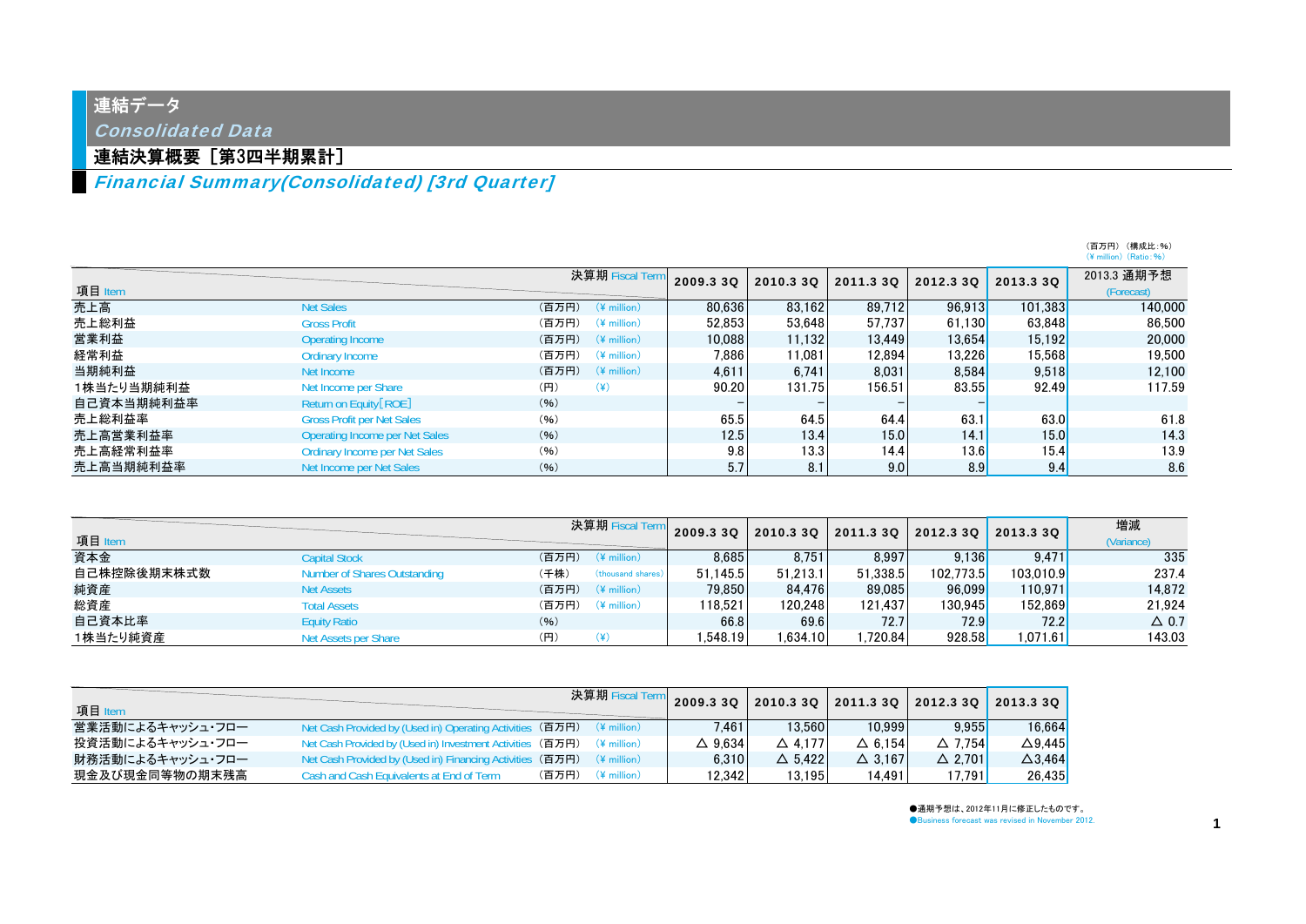# 連結データ

*Consolidated Data*

## 連結決算概要［第3四半期累計］

*Financial Summary(Consolidated) [3rd Quarter]*

（百万円）（構成比：%）
（¥ million）（Ratio：%）

| 項目 Item | | 決算期 Fiscal Term | | 2009.3 3Q | 2010.3 3Q | 2011.3 3Q | 2012.3 3Q | 2013.3 3Q | 2013.3 通期予想 (Forecast) |
|---|---|---|---|---|---|---|---|---|---|
| 売上高 | Net Sales | （百万円） | (¥ million) | 80,636 | 83,162 | 89,712 | 96,913 | 101,383 | 140,000 |
| 売上総利益 | Gross Profit | （百万円） | (¥ million) | 52,853 | 53,648 | 57,737 | 61,130 | 63,848 | 86,500 |
| 営業利益 | Operating Income | （百万円） | (¥ million) | 10,088 | 11,132 | 13,449 | 13,654 | 15,192 | 20,000 |
| 経常利益 | Ordinary Income | （百万円） | (¥ million) | 7,886 | 11,081 | 12,894 | 13,226 | 15,568 | 19,500 |
| 当期純利益 | Net Income | （百万円） | (¥ million) | 4,611 | 6,741 | 8,031 | 8,584 | 9,518 | 12,100 |
| 1株当たり当期純利益 | Net Income per Share | （円） | (¥) | 90.20 | 131.75 | 156.51 | 83.55 | 92.49 | 117.59 |
| 自己資本当期純利益率 | Return on Equity[ROE] | （%） | | – | – | – | – | | |
| 売上総利益率 | Gross Profit per Net Sales | （%） | | 65.5 | 64.5 | 64.4 | 63.1 | 63.0 | 61.8 |
| 売上高営業利益率 | Operating Income per Net Sales | （%） | | 12.5 | 13.4 | 15.0 | 14.1 | 15.0 | 14.3 |
| 売上高経常利益率 | Ordinary Income per Net Sales | （%） | | 9.8 | 13.3 | 14.4 | 13.6 | 15.4 | 13.9 |
| 売上高当期純利益率 | Net Income per Net Sales | （%） | | 5.7 | 8.1 | 9.0 | 8.9 | 9.4 | 8.6 |

| 項目 Item | | 決算期 Fiscal Term | | 2009.3 3Q | 2010.3 3Q | 2011.3 3Q | 2012.3 3Q | 2013.3 3Q | 増減 (Variance) |
|---|---|---|---|---|---|---|---|---|---|
| 資本金 | Capital Stock | （百万円） | (¥ million) | 8,685 | 8,751 | 8,997 | 9,136 | 9,471 | 335 |
| 自己株控除後期末株式数 | Number of Shares Outstanding | （千株） | (thousand shares) | 51,145.5 | 51,213.1 | 51,338.5 | 102,773.5 | 103,010.9 | 237.4 |
| 純資産 | Net Assets | （百万円） | (¥ million) | 79,850 | 84,476 | 89,085 | 96,099 | 110,971 | 14,872 |
| 総資産 | Total Assets | （百万円） | (¥ million) | 118,521 | 120,248 | 121,437 | 130,945 | 152,869 | 21,924 |
| 自己資本比率 | Equity Ratio | （%） | | 66.8 | 69.6 | 72.7 | 72.9 | 72.2 | △ 0.7 |
| 1株当たり純資産 | Net Assets per Share | （円） | (¥) | 1,548.19 | 1,634.10 | 1,720.84 | 928.58 | 1,071.61 | 143.03 |

| 項目 Item | | 決算期 Fiscal Term | | 2009.3 3Q | 2010.3 3Q | 2011.3 3Q | 2012.3 3Q | 2013.3 3Q |
|---|---|---|---|---|---|---|---|---|
| 営業活動によるキャッシュ・フロー | Net Cash Provided by (Used in) Operating Activities | （百万円） | (¥ million) | 7,461 | 13,560 | 10,999 | 9,955 | 16,664 |
| 投資活動によるキャッシュ・フロー | Net Cash Provided by (Used in) Investment Activities | （百万円） | (¥ million) | △ 9,634 | △ 4,177 | △ 6,154 | △ 7,754 | △9,445 |
| 財務活動によるキャッシュ・フロー | Net Cash Provided by (Used in) Financing Activities | （百万円） | (¥ million) | 6,310 | △ 5,422 | △ 3,167 | △ 2,701 | △3,464 |
| 現金及び現金同等物の期末残高 | Cash and Cash Equivalents at End of Term | （百万円） | (¥ million) | 12,342 | 13,195 | 14,491 | 17,791 | 26,435 |

●通期予想は、2012年11月に修正したものです。
●Business forecast was revised in November 2012.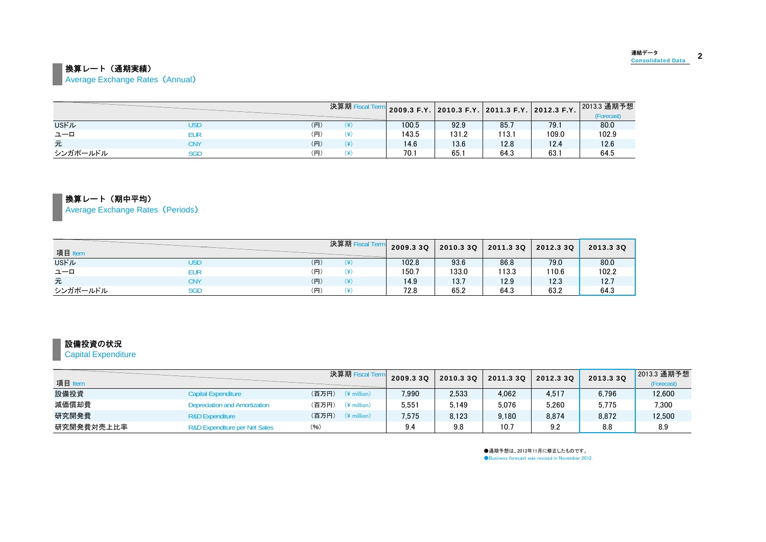## 換算レート（通期実績）
Average Exchange Rates（Annual）

| | | | | 決算期 Fiscal Term | 2009.3 F.Y. | 2010.3 F.Y. | 2011.3 F.Y. | 2012.3 F.Y. | 2013.3 通期予想 (Forecast) |
|---|---|---|---|---|---|---|---|---|---|
| USドル | USD | （円） | （¥） | | 100.5 | 92.9 | 85.7 | 79.1 | 80.0 |
| ユーロ | EUR | （円） | （¥） | | 143.5 | 131.2 | 113.1 | 109.0 | 102.9 |
| 元 | CNY | （円） | （¥） | | 14.6 | 13.6 | 12.8 | 12.4 | 12.6 |
| シンガポールドル | SGD | （円） | （¥） | | 70.1 | 65.1 | 64.3 | 63.1 | 64.5 |

## 換算レート（期中平均）
Average Exchange Rates（Periods）

| 項目 Item | | | | 決算期 Fiscal Term | 2009.3 3Q | 2010.3 3Q | 2011.3 3Q | 2012.3 3Q | 2013.3 3Q |
|---|---|---|---|---|---|---|---|---|---|
| USドル | USD | （円） | （¥） | | 102.8 | 93.6 | 86.8 | 79.0 | 80.0 |
| ユーロ | EUR | （円） | （¥） | | 150.7 | 133.0 | 113.3 | 110.6 | 102.2 |
| 元 | CNY | （円） | （¥） | | 14.9 | 13.7 | 12.9 | 12.3 | 12.7 |
| シンガポールドル | SGD | （円） | （¥） | | 72.8 | 65.2 | 64.3 | 63.2 | 64.3 |

## 設備投資の状況
Capital Expenditure

| 項目 Item | | | | 決算期 Fiscal Term | 2009.3 3Q | 2010.3 3Q | 2011.3 3Q | 2012.3 3Q | 2013.3 3Q | 2013.3 通期予想 (Forecast) |
|---|---|---|---|---|---|---|---|---|---|---|
| 設備投資 | Capital Expenditure | （百万円） | （¥ million） | | 7,990 | 2,533 | 4,062 | 4,517 | 6,796 | 12,600 |
| 減価償却費 | Depreciation and Amortization | （百万円） | （¥ million） | | 5,551 | 5,149 | 5,076 | 5,260 | 5,775 | 7,300 |
| 研究開発費 | R&D Expenditure | （百万円） | （¥ million） | | 7,575 | 8,123 | 9,180 | 8,874 | 8,872 | 12,500 |
| 研究開発費対売上比率 | R&D Expenditure per Net Sales | （%） | | | 9.4 | 9.8 | 10.7 | 9.2 | 8.8 | 8.9 |

●通期予想は、2012年11月に修正したものです。
●Business forecast was revised in November 2012.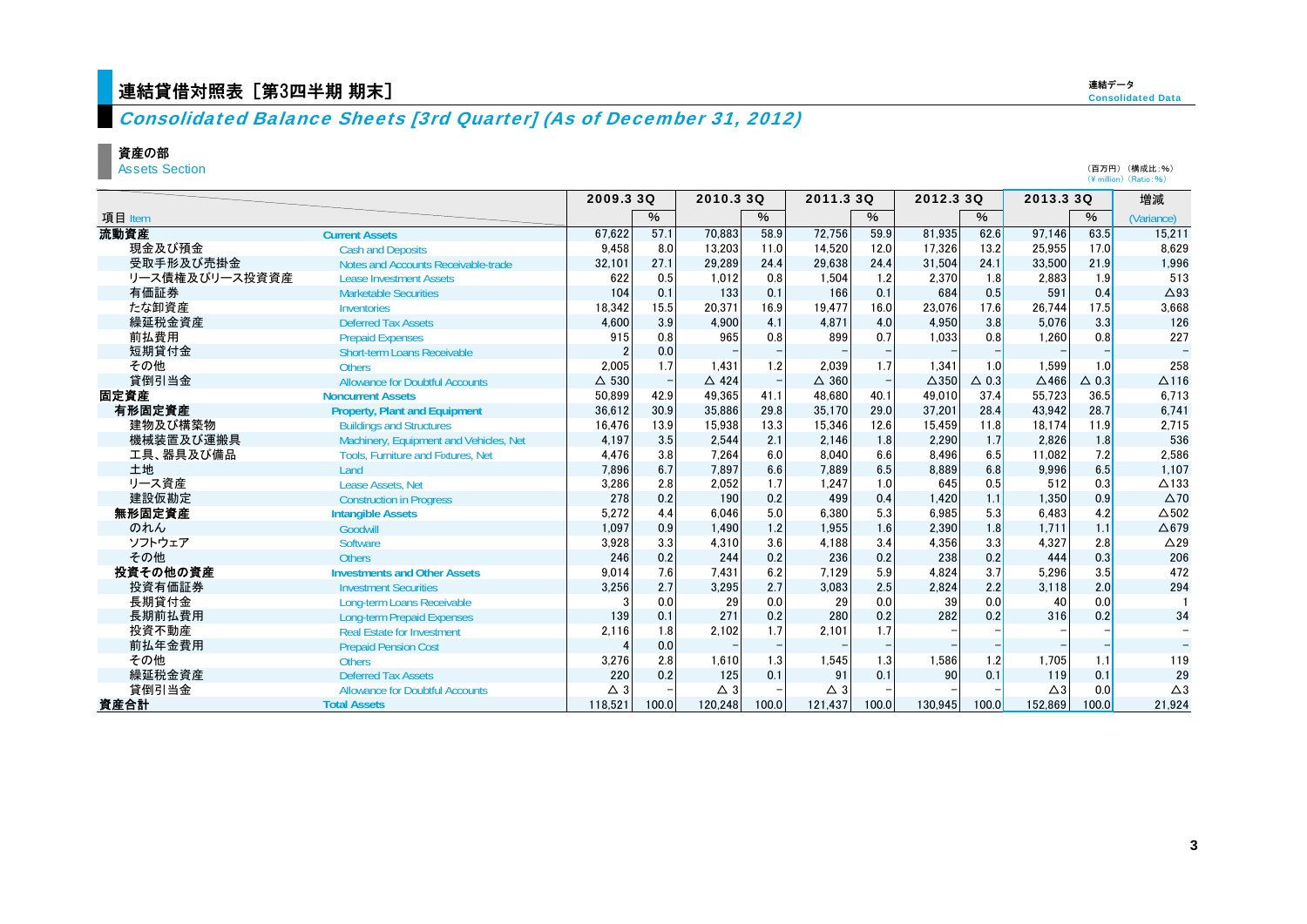# 連結貸借対照表［第3四半期 期末］

## Consolidated Balance Sheets [3rd Quarter] (As of December 31, 2012)

### 資産の部
Assets Section

（百万円）（構成比：%）
(¥ million) (Ratio: %)

| 項目 Item | | 2009.3 3Q | % | 2010.3 3Q | % | 2011.3 3Q | % | 2012.3 3Q | % | 2013.3 3Q | % | 増減 (Variance) |
|---|---|---|---|---|---|---|---|---|---|---|---|---|
| **流動資産** | **Current Assets** | 67,622 | 57.1 | 70,883 | 58.9 | 72,756 | 59.9 | 81,935 | 62.6 | 97,146 | 63.5 | 15,211 |
| 現金及び預金 | Cash and Deposits | 9,458 | 8.0 | 13,203 | 11.0 | 14,520 | 12.0 | 17,326 | 13.2 | 25,955 | 17.0 | 8,629 |
| 受取手形及び売掛金 | Notes and Accounts Receivable-trade | 32,101 | 27.1 | 29,289 | 24.4 | 29,638 | 24.4 | 31,504 | 24.1 | 33,500 | 21.9 | 1,996 |
| リース債権及びリース投資資産 | Lease Investment Assets | 622 | 0.5 | 1,012 | 0.8 | 1,504 | 1.2 | 2,370 | 1.8 | 2,883 | 1.9 | 513 |
| 有価証券 | Marketable Securities | 104 | 0.1 | 133 | 0.1 | 166 | 0.1 | 684 | 0.5 | 591 | 0.4 | △93 |
| たな卸資産 | Inventories | 18,342 | 15.5 | 20,371 | 16.9 | 19,477 | 16.0 | 23,076 | 17.6 | 26,744 | 17.5 | 3,668 |
| 繰延税金資産 | Deferred Tax Assets | 4,600 | 3.9 | 4,900 | 4.1 | 4,871 | 4.0 | 4,950 | 3.8 | 5,076 | 3.3 | 126 |
| 前払費用 | Prepaid Expenses | 915 | 0.8 | 965 | 0.8 | 899 | 0.7 | 1,033 | 0.8 | 1,260 | 0.8 | 227 |
| 短期貸付金 | Short-term Loans Receivable | 2 | 0.0 | – | – | – | – | – | – | – | – | – |
| その他 | Others | 2,005 | 1.7 | 1,431 | 1.2 | 2,039 | 1.7 | 1,341 | 1.0 | 1,599 | 1.0 | 258 |
| 貸倒引当金 | Allowance for Doubtful Accounts | △ 530 | – | △ 424 | – | △ 360 | – | △350 | △ 0.3 | △466 | △ 0.3 | △116 |
| **固定資産** | **Noncurrent Assets** | 50,899 | 42.9 | 49,365 | 41.1 | 48,680 | 40.1 | 49,010 | 37.4 | 55,723 | 36.5 | 6,713 |
| **有形固定資産** | **Property, Plant and Equipment** | 36,612 | 30.9 | 35,886 | 29.8 | 35,170 | 29.0 | 37,201 | 28.4 | 43,942 | 28.7 | 6,741 |
| 建物及び構築物 | Buildings and Structures | 16,476 | 13.9 | 15,938 | 13.3 | 15,346 | 12.6 | 15,459 | 11.8 | 18,174 | 11.9 | 2,715 |
| 機械装置及び運搬具 | Machinery, Equipment and Vehicles, Net | 4,197 | 3.5 | 2,544 | 2.1 | 2,146 | 1.8 | 2,290 | 1.7 | 2,826 | 1.8 | 536 |
| 工具、器具及び備品 | Tools, Furniture and Fixtures, Net | 4,476 | 3.8 | 7,264 | 6.0 | 8,040 | 6.6 | 8,496 | 6.5 | 11,082 | 7.2 | 2,586 |
| 土地 | Land | 7,896 | 6.7 | 7,897 | 6.6 | 7,889 | 6.5 | 8,889 | 6.8 | 9,996 | 6.5 | 1,107 |
| リース資産 | Lease Assets, Net | 3,286 | 2.8 | 2,052 | 1.7 | 1,247 | 1.0 | 645 | 0.5 | 512 | 0.3 | △133 |
| 建設仮勘定 | Construction in Progress | 278 | 0.2 | 190 | 0.2 | 499 | 0.4 | 1,420 | 1.1 | 1,350 | 0.9 | △70 |
| **無形固定資産** | **Intangible Assets** | 5,272 | 4.4 | 6,046 | 5.0 | 6,380 | 5.3 | 6,985 | 5.3 | 6,483 | 4.2 | △502 |
| のれん | Goodwill | 1,097 | 0.9 | 1,490 | 1.2 | 1,955 | 1.6 | 2,390 | 1.8 | 1,711 | 1.1 | △679 |
| ソフトウェア | Software | 3,928 | 3.3 | 4,310 | 3.6 | 4,188 | 3.4 | 4,356 | 3.3 | 4,327 | 2.8 | △29 |
| その他 | Others | 246 | 0.2 | 244 | 0.2 | 236 | 0.2 | 238 | 0.2 | 444 | 0.3 | 206 |
| **投資その他の資産** | **Investments and Other Assets** | 9,014 | 7.6 | 7,431 | 6.2 | 7,129 | 5.9 | 4,824 | 3.7 | 5,296 | 3.5 | 472 |
| 投資有価証券 | Investment Securities | 3,256 | 2.7 | 3,295 | 2.7 | 3,083 | 2.5 | 2,824 | 2.2 | 3,118 | 2.0 | 294 |
| 長期貸付金 | Long-term Loans Receivable | 3 | 0.0 | 29 | 0.0 | 29 | 0.0 | 39 | 0.0 | 40 | 0.0 | 1 |
| 長期前払費用 | Long-term Prepaid Expenses | 139 | 0.1 | 271 | 0.2 | 280 | 0.2 | 282 | 0.2 | 316 | 0.2 | 34 |
| 投資不動産 | Real Estate for Investment | 2,116 | 1.8 | 2,102 | 1.7 | 2,101 | 1.7 | – | – | – | – | – |
| 前払年金費用 | Prepaid Pension Cost | 4 | 0.0 | – | – | – | – | – | – | – | – | – |
| その他 | Others | 3,276 | 2.8 | 1,610 | 1.3 | 1,545 | 1.3 | 1,586 | 1.2 | 1,705 | 1.1 | 119 |
| 繰延税金資産 | Deferred Tax Assets | 220 | 0.2 | 125 | 0.1 | 91 | 0.1 | 90 | 0.1 | 119 | 0.1 | 29 |
| 貸倒引当金 | Allowance for Doubtful Accounts | △ 3 | – | △ 3 | – | △ 3 | – | – | – | △3 | 0.0 | △3 |
| **資産合計** | **Total Assets** | 118,521 | 100.0 | 120,248 | 100.0 | 121,437 | 100.0 | 130,945 | 100.0 | 152,869 | 100.0 | 21,924 |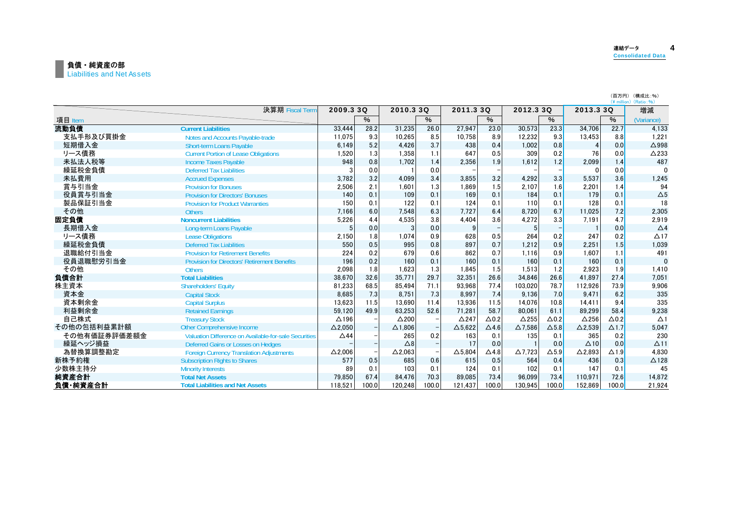## 負債・純資産の部
Liabilities and Net Assets

（百万円）（構成比：%）
(¥ million) (Ratio : %)

| 決算期 Fiscal Term / 項目 Item | | 2009.3 3Q | % | 2010.3 3Q | % | 2011.3 3Q | % | 2012.3 3Q | % | 2013.3 3Q | % | 増減 (Variance) |
|---|---|---|---|---|---|---|---|---|---|---|---|---|
| **流動負債** | **Current Liabilities** | 33,444 | 28.2 | 31,235 | 26.0 | 27,947 | 23.0 | 30,573 | 23.3 | 34,706 | 22.7 | 4,133 |
| 支払手形及び買掛金 | Notes and Accounts Payable-trade | 11,075 | 9.3 | 10,265 | 8.5 | 10,758 | 8.9 | 12,232 | 9.3 | 13,453 | 8.8 | 1,221 |
| 短期借入金 | Short-term Loans Payable | 6,149 | 5.2 | 4,426 | 3.7 | 438 | 0.4 | 1,002 | 0.8 | 4 | 0.0 | △998 |
| リース債務 | Current Portion of Lease Obligations | 1,520 | 1.3 | 1,358 | 1.1 | 647 | 0.5 | 309 | 0.2 | 76 | 0.0 | △233 |
| 未払法人税等 | Income Taxes Payable | 948 | 0.8 | 1,702 | 1.4 | 2,356 | 1.9 | 1,612 | 1.2 | 2,099 | 1.4 | 487 |
| 繰延税金負債 | Deferred Tax Liabilities | 3 | 0.0 | 1 | 0.0 | – | – | – | – | 0 | 0.0 | 0 |
| 未払費用 | Accrued Expenses | 3,782 | 3.2 | 4,099 | 3.4 | 3,855 | 3.2 | 4,292 | 3.3 | 5,537 | 3.6 | 1,245 |
| 賞与引当金 | Provision for Bonuses | 2,506 | 2.1 | 1,601 | 1.3 | 1,869 | 1.5 | 2,107 | 1.6 | 2,201 | 1.4 | 94 |
| 役員賞与引当金 | Provision for Directors' Bonuses | 140 | 0.1 | 109 | 0.1 | 169 | 0.1 | 184 | 0.1 | 179 | 0.1 | △5 |
| 製品保証引当金 | Provision for Product Warranties | 150 | 0.1 | 122 | 0.1 | 124 | 0.1 | 110 | 0.1 | 128 | 0.1 | 18 |
| その他 | Others | 7,166 | 6.0 | 7,548 | 6.3 | 7,727 | 6.4 | 8,720 | 6.7 | 11,025 | 7.2 | 2,305 |
| **固定負債** | **Noncurrent Liabilities** | 5,226 | 4.4 | 4,535 | 3.8 | 4,404 | 3.6 | 4,272 | 3.3 | 7,191 | 4.7 | 2,919 |
| 長期借入金 | Long-term Loans Payable | 5 | 0.0 | 3 | 0.0 | 9 | – | 5 | – | 1 | 0.0 | △4 |
| リース債務 | Lease Obligations | 2,150 | 1.8 | 1,074 | 0.9 | 628 | 0.5 | 264 | 0.2 | 247 | 0.2 | △17 |
| 繰延税金負債 | Deferred Tax Liabilities | 550 | 0.5 | 995 | 0.8 | 897 | 0.7 | 1,212 | 0.9 | 2,251 | 1.5 | 1,039 |
| 退職給付引当金 | Provision for Retirement Benefits | 224 | 0.2 | 679 | 0.6 | 862 | 0.7 | 1,116 | 0.9 | 1,607 | 1.1 | 491 |
| 役員退職慰労引当金 | Provision for Directors' Retirement Benefits | 196 | 0.2 | 160 | 0.1 | 160 | 0.1 | 160 | 0.1 | 160 | 0.1 | 0 |
| その他 | Others | 2,098 | 1.8 | 1,623 | 1.3 | 1,845 | 1.5 | 1,513 | 1.2 | 2,923 | 1.9 | 1,410 |
| **負債合計** | **Total Liabilities** | 38,670 | 32.6 | 35,771 | 29.7 | 32,351 | 26.6 | 34,846 | 26.6 | 41,897 | 27.4 | 7,051 |
| 株主資本 | Shareholders' Equity | 81,233 | 68.5 | 85,494 | 71.1 | 93,968 | 77.4 | 103,020 | 78.7 | 112,926 | 73.9 | 9,906 |
| 資本金 | Capital Stock | 8,685 | 7.3 | 8,751 | 7.3 | 8,997 | 7.4 | 9,136 | 7.0 | 9,471 | 6.2 | 335 |
| 資本剰余金 | Capital Surplus | 13,623 | 11.5 | 13,690 | 11.4 | 13,936 | 11.5 | 14,076 | 10.8 | 14,411 | 9.4 | 335 |
| 利益剰余金 | Retained Earnings | 59,120 | 49.9 | 63,253 | 52.6 | 71,281 | 58.7 | 80,061 | 61.1 | 89,299 | 58.4 | 9,238 |
| 自己株式 | Treasury Stock | △196 | – | △200 | – | △247 | △0.2 | △255 | △0.2 | △256 | △0.2 | △1 |
| その他の包括利益累計額 | Other Comprehensive Income | △2,050 | – | △1,806 | – | △5,622 | △4.6 | △7,586 | △5.8 | △2,539 | △1.7 | 5,047 |
| その他有価証券評価差額金 | Valuation Difference on Available-for-sale Securities | △44 | – | 265 | 0.2 | 163 | 0.1 | 135 | 0.1 | 365 | 0.2 | 230 |
| 繰延ヘッジ損益 | Deferred Gains or Losses on Hedges | – | – | △8 | – | 17 | 0.0 | 1 | 0.0 | △10 | 0.0 | △11 |
| 為替換算調整勘定 | Foreign Currency Translation Adjustments | △2,006 | – | △2,063 | – | △5,804 | △4.8 | △7,723 | △5.9 | △2,893 | △1.9 | 4,830 |
| 新株予約権 | Subscription Rights to Shares | 577 | 0.5 | 685 | 0.6 | 615 | 0.5 | 564 | 0.4 | 436 | 0.3 | △128 |
| 少数株主持分 | Minority Interests | 89 | 0.1 | 103 | 0.1 | 124 | 0.1 | 102 | 0.1 | 147 | 0.1 | 45 |
| **純資産合計** | **Total Net Assets** | 79,850 | 67.4 | 84,476 | 70.3 | 89,085 | 73.4 | 96,099 | 73.4 | 110,971 | 72.6 | 14,872 |
| **負債・純資産合計** | **Total Liabilities and Net Assets** | 118,521 | 100.0 | 120,248 | 100.0 | 121,437 | 100.0 | 130,945 | 100.0 | 152,869 | 100.0 | 21,924 |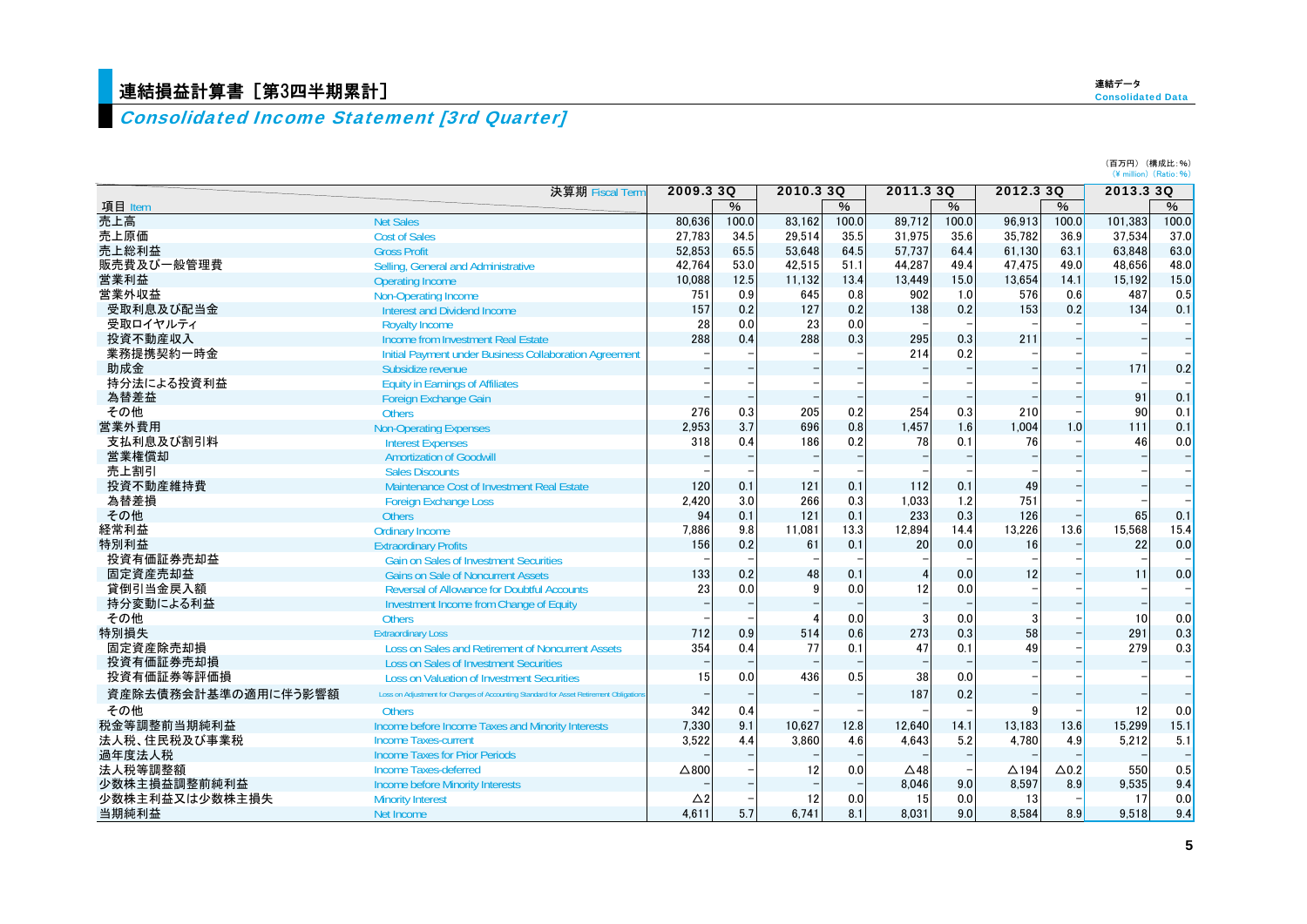# 連結損益計算書［第3四半期累計］

## *Consolidated Income Statement [3rd Quarter]*

連結データ
Consolidated Data

（百万円）（構成比：%）
（¥ million）（Ratio: %）

| 項目 Item | | 2009.3 3Q | % | 2010.3 3Q | % | 2011.3 3Q | % | 2012.3 3Q | % | 2013.3 3Q | % |
|---|---|---|---|---|---|---|---|---|---|---|---|
| 売上高 | Net Sales | 80,636 | 100.0 | 83,162 | 100.0 | 89,712 | 100.0 | 96,913 | 100.0 | 101,383 | 100.0 |
| 売上原価 | Cost of Sales | 27,783 | 34.5 | 29,514 | 35.5 | 31,975 | 35.6 | 35,782 | 36.9 | 37,534 | 37.0 |
| 売上総利益 | Gross Profit | 52,853 | 65.5 | 53,648 | 64.5 | 57,737 | 64.4 | 61,130 | 63.1 | 63,848 | 63.0 |
| 販売費及び一般管理費 | Selling, General and Administrative | 42,764 | 53.0 | 42,515 | 51.1 | 44,287 | 49.4 | 47,475 | 49.0 | 48,656 | 48.0 |
| 営業利益 | Operating Income | 10,088 | 12.5 | 11,132 | 13.4 | 13,449 | 15.0 | 13,654 | 14.1 | 15,192 | 15.0 |
| 営業外収益 | Non-Operating Income | 751 | 0.9 | 645 | 0.8 | 902 | 1.0 | 576 | 0.6 | 487 | 0.5 |
| 受取利息及び配当金 | Interest and Dividend Income | 157 | 0.2 | 127 | 0.2 | 138 | 0.2 | 153 | 0.2 | 134 | 0.1 |
| 受取ロイヤルティ | Royalty Income | 28 | 0.0 | 23 | 0.0 | – | – | – | – | – | – |
| 投資不動産収入 | Income from Investment Real Estate | 288 | 0.4 | 288 | 0.3 | 295 | 0.3 | 211 | – | – | – |
| 業務提携契約一時金 | Initial Payment under Business Collaboration Agreement | – | – | – | – | 214 | 0.2 | – | – | – | – |
| 助成金 | Subsidize revenue | – | – | – | – | – | – | – | – | 171 | 0.2 |
| 持分法による投資利益 | Equity in Earnings of Affiliates | – | – | – | – | – | – | – | – | – | – |
| 為替差益 | Foreign Exchange Gain | – | – | – | – | – | – | – | – | 91 | 0.1 |
| その他 | Others | 276 | 0.3 | 205 | 0.2 | 254 | 0.3 | 210 | – | 90 | 0.1 |
| 営業外費用 | Non-Operating Expenses | 2,953 | 3.7 | 696 | 0.8 | 1,457 | 1.6 | 1,004 | 1.0 | 111 | 0.1 |
| 支払利息及び割引料 | Interest Expenses | 318 | 0.4 | 186 | 0.2 | 78 | 0.1 | 76 | – | 46 | 0.0 |
| 営業権償却 | Amortization of Goodwill | – | – | – | – | – | – | – | – | – | – |
| 売上割引 | Sales Discounts | – | – | – | – | – | – | – | – | – | – |
| 投資不動産維持費 | Maintenance Cost of Investment Real Estate | 120 | 0.1 | 121 | 0.1 | 112 | 0.1 | 49 | – | – | – |
| 為替差損 | Foreign Exchange Loss | 2,420 | 3.0 | 266 | 0.3 | 1,033 | 1.2 | 751 | – | – | – |
| その他 | Others | 94 | 0.1 | 121 | 0.1 | 233 | 0.3 | 126 | – | 65 | 0.1 |
| 経常利益 | Ordinary Income | 7,886 | 9.8 | 11,081 | 13.3 | 12,894 | 14.4 | 13,226 | 13.6 | 15,568 | 15.4 |
| 特別利益 | Extraordinary Profits | 156 | 0.2 | 61 | 0.1 | 20 | 0.0 | 16 | – | 22 | 0.0 |
| 投資有価証券売却益 | Gain on Sales of Investment Securities | – | – | – | – | – | – | – | – | – | – |
| 固定資産売却益 | Gains on Sale of Noncurrent Assets | 133 | 0.2 | 48 | 0.1 | 4 | 0.0 | 12 | – | 11 | 0.0 |
| 貸倒引当金戻入額 | Reversal of Allowance for Doubtful Accounts | 23 | 0.0 | 9 | 0.0 | 12 | 0.0 | – | – | – | – |
| 持分変動による利益 | Investment Income from Change of Equity | – | – | – | – | – | – | – | – | – | – |
| その他 | Others | – | – | 4 | 0.0 | 3 | 0.0 | 3 | – | 10 | 0.0 |
| 特別損失 | Extraordinary Loss | 712 | 0.9 | 514 | 0.6 | 273 | 0.3 | 58 | – | 291 | 0.3 |
| 固定資産除売却損 | Loss on Sales and Retirement of Noncurrent Assets | 354 | 0.4 | 77 | 0.1 | 47 | 0.1 | 49 | – | 279 | 0.3 |
| 投資有価証券売却損 | Loss on Sales of Investment Securities | – | – | – | – | – | – | – | – | – | – |
| 投資有価証券等評価損 | Loss on Valuation of Investment Securities | 15 | 0.0 | 436 | 0.5 | 38 | 0.0 | – | – | – | – |
| 資産除去債務会計基準の適用に伴う影響額 | Loss on Adjustment for Changes of Accounting Standard for Asset Retirement Obligations | – | – | – | – | 187 | 0.2 | – | – | – | – |
| その他 | Others | 342 | 0.4 | – | – | – | – | 9 | – | 12 | 0.0 |
| 税金等調整前当期純利益 | Income before Income Taxes and Minority Interests | 7,330 | 9.1 | 10,627 | 12.8 | 12,640 | 14.1 | 13,183 | 13.6 | 15,299 | 15.1 |
| 法人税、住民税及び事業税 | Income Taxes-current | 3,522 | 4.4 | 3,860 | 4.6 | 4,643 | 5.2 | 4,780 | 4.9 | 5,212 | 5.1 |
| 過年度法人税 | Income Taxes for Prior Periods | – | – | – | – | – | – | – | – | – | – |
| 法人税等調整額 | Income Taxes-deferred | △800 | – | 12 | 0.0 | △48 | – | △194 | △0.2 | 550 | 0.5 |
| 少数株主損益調整前純利益 | Income before Minority Interests | – | – | – | – | 8,046 | 9.0 | 8,597 | 8.9 | 9,535 | 9.4 |
| 少数株主利益又は少数株主損失 | Minority Interest | △2 | – | 12 | 0.0 | 15 | 0.0 | 13 | – | 17 | 0.0 |
| 当期純利益 | Net Income | 4,611 | 5.7 | 6,741 | 8.1 | 8,031 | 9.0 | 8,584 | 8.9 | 9,518 | 9.4 |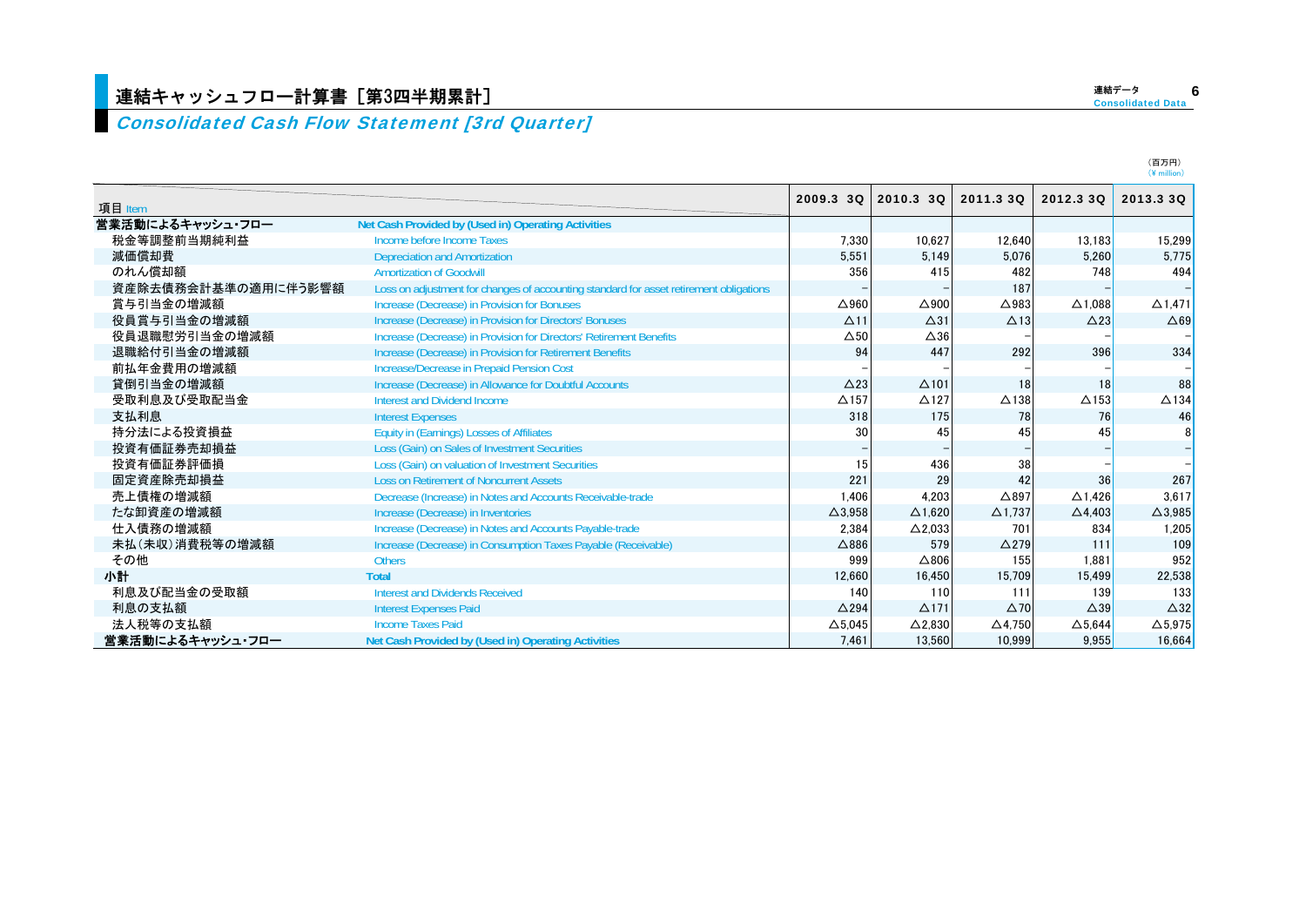# 連結キャッシュフロー計算書［第3四半期累計］

## *Consolidated Cash Flow Statement [3rd Quarter]*

（百万円）
（¥ million）

| 項目 Item | | 2009.3 3Q | 2010.3 3Q | 2011.3 3Q | 2012.3 3Q | 2013.3 3Q |
|---|---|---|---|---|---|---|
| **営業活動によるキャッシュ・フロー** | **Net Cash Provided by (Used in) Operating Activities** | | | | | |
| 税金等調整前当期純利益 | Income before Income Taxes | 7,330 | 10,627 | 12,640 | 13,183 | 15,299 |
| 減価償却費 | Depreciation and Amortization | 5,551 | 5,149 | 5,076 | 5,260 | 5,775 |
| のれん償却額 | Amortization of Goodwill | 356 | 415 | 482 | 748 | 494 |
| 資産除去債務会計基準の適用に伴う影響額 | Loss on adjustment for changes of accounting standard for asset retirement obligations | － | － | 187 | － | － |
| 賞与引当金の増減額 | Increase (Decrease) in Provision for Bonuses | △960 | △900 | △983 | △1,088 | △1,471 |
| 役員賞与引当金の増減額 | Increase (Decrease) in Provision for Directors' Bonuses | △11 | △31 | △13 | △23 | △69 |
| 役員退職慰労引当金の増減額 | Increase (Decrease) in Provision for Directors' Retirement Benefits | △50 | △36 | － | － | － |
| 退職給付引当金の増減額 | Increase (Decrease) in Provision for Retirement Benefits | 94 | 447 | 292 | 396 | 334 |
| 前払年金費用の増減額 | Increase/Decrease in Prepaid Pension Cost | － | － | － | － | － |
| 貸倒引当金の増減額 | Increase (Decrease) in Allowance for Doubtful Accounts | △23 | △101 | 18 | 18 | 88 |
| 受取利息及び受取配当金 | Interest and Dividend Income | △157 | △127 | △138 | △153 | △134 |
| 支払利息 | Interest Expenses | 318 | 175 | 78 | 76 | 46 |
| 持分法による投資損益 | Equity in (Earnings) Losses of Affiliates | 30 | 45 | 45 | 45 | 8 |
| 投資有価証券売却損益 | Loss (Gain) on Sales of Investment Securities | － | － | － | － | － |
| 投資有価証券評価損 | Loss (Gain) on valuation of Investment Securities | 15 | 436 | 38 | － | － |
| 固定資産除売却損益 | Loss on Retirement of Noncurrent Assets | 221 | 29 | 42 | 36 | 267 |
| 売上債権の増減額 | Decrease (Increase) in Notes and Accounts Receivable-trade | 1,406 | 4,203 | △897 | △1,426 | 3,617 |
| たな卸資産の増減額 | Increase (Decrease) in Inventories | △3,958 | △1,620 | △1,737 | △4,403 | △3,985 |
| 仕入債務の増減額 | Increase (Decrease) in Notes and Accounts Payable-trade | 2,384 | △2,033 | 701 | 834 | 1,205 |
| 未払（未収）消費税等の増減額 | Increase (Decrease) in Consumption Taxes Payable (Receivable) | △886 | 579 | △279 | 111 | 109 |
| その他 | Others | 999 | △806 | 155 | 1,881 | 952 |
| **小計** | **Total** | 12,660 | 16,450 | 15,709 | 15,499 | 22,538 |
| 利息及び配当金の受取額 | Interest and Dividends Received | 140 | 110 | 111 | 139 | 133 |
| 利息の支払額 | Interest Expenses Paid | △294 | △171 | △70 | △39 | △32 |
| 法人税等の支払額 | Income Taxes Paid | △5,045 | △2,830 | △4,750 | △5,644 | △5,975 |
| **営業活動によるキャッシュ・フロー** | **Net Cash Provided by (Used in) Operating Activities** | 7,461 | 13,560 | 10,999 | 9,955 | 16,664 |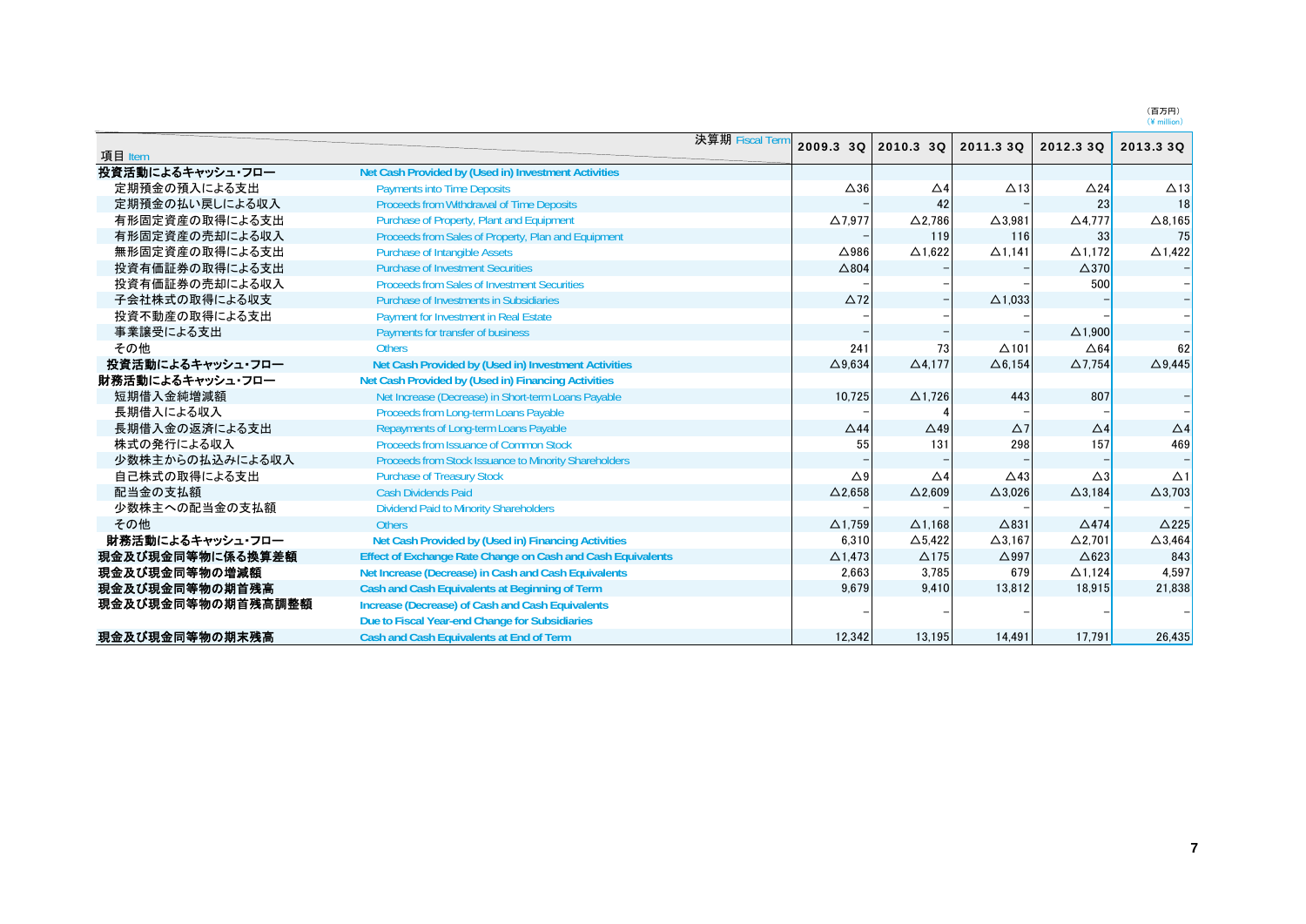（百万円）
（¥ million）

| 項目 Item | 決算期 Fiscal Term | 2009.3 3Q | 2010.3 3Q | 2011.3 3Q | 2012.3 3Q | 2013.3 3Q |
|---|---|---|---|---|---|---|
| **投資活動によるキャッシュ・フロー** | **Net Cash Provided by (Used in) Investment Activities** | | | | | |
| 定期預金の預入による支出 | Payments into Time Deposits | △36 | △4 | △13 | △24 | △13 |
| 定期預金の払い戻しによる収入 | Proceeds from Withdrawal of Time Deposits | – | 42 | – | 23 | 18 |
| 有形固定資産の取得による支出 | Purchase of Property, Plant and Equipment | △7,977 | △2,786 | △3,981 | △4,777 | △8,165 |
| 有形固定資産の売却による収入 | Proceeds from Sales of Property, Plan and Equipment | – | 119 | 116 | 33 | 75 |
| 無形固定資産の取得による支出 | Purchase of Intangible Assets | △986 | △1,622 | △1,141 | △1,172 | △1,422 |
| 投資有価証券の取得による支出 | Purchase of Investment Securities | △804 | – | – | △370 | – |
| 投資有価証券の売却による収入 | Proceeds from Sales of Investment Securities | – | – | – | 500 | – |
| 子会社株式の取得による収支 | Purchase of Investments in Subsidiaries | △72 | – | △1,033 | – | – |
| 投資不動産の取得による支出 | Payment for Investment in Real Estate | – | – | – | – | – |
| 事業譲受による支出 | Payments for transfer of business | – | – | – | △1,900 | – |
| その他 | Others | 241 | 73 | △101 | △64 | 62 |
| **投資活動によるキャッシュ・フロー** | **Net Cash Provided by (Used in) Investment Activities** | △9,634 | △4,177 | △6,154 | △7,754 | △9,445 |
| **財務活動によるキャッシュ・フロー** | **Net Cash Provided by (Used in) Financing Activities** | | | | | |
| 短期借入金純増減額 | Net Increase (Decrease) in Short-term Loans Payable | 10,725 | △1,726 | 443 | 807 | – |
| 長期借入による収入 | Proceeds from Long-term Loans Payable | – | 4 | – | – | – |
| 長期借入金の返済による支出 | Repayments of Long-term Loans Payable | △44 | △49 | △7 | △4 | △4 |
| 株式の発行による収入 | Proceeds from Issuance of Common Stock | 55 | 131 | 298 | 157 | 469 |
| 少数株主からの払込みによる収入 | Proceeds from Stock Issuance to Minority Shareholders | – | – | – | – | – |
| 自己株式の取得による支出 | Purchase of Treasury Stock | △9 | △4 | △43 | △3 | △1 |
| 配当金の支払額 | Cash Dividends Paid | △2,658 | △2,609 | △3,026 | △3,184 | △3,703 |
| 少数株主への配当金の支払額 | Dividend Paid to Minority Shareholders | – | – | – | – | – |
| その他 | Others | △1,759 | △1,168 | △831 | △474 | △225 |
| **財務活動によるキャッシュ・フロー** | **Net Cash Provided by (Used in) Financing Activities** | 6,310 | △5,422 | △3,167 | △2,701 | △3,464 |
| **現金及び現金同等物に係る換算差額** | **Effect of Exchange Rate Change on Cash and Cash Equivalents** | △1,473 | △175 | △997 | △623 | 843 |
| **現金及び現金同等物の増減額** | **Net Increase (Decrease) in Cash and Cash Equivalents** | 2,663 | 3,785 | 679 | △1,124 | 4,597 |
| **現金及び現金同等物の期首残高** | **Cash and Cash Equivalents at Beginning of Term** | 9,679 | 9,410 | 13,812 | 18,915 | 21,838 |
| **現金及び現金同等物の期首残高調整額** | **Increase (Decrease) of Cash and Cash Equivalents Due to Fiscal Year-end Change for Subsidiaries** | – | – | – | – | – |
| **現金及び現金同等物の期末残高** | **Cash and Cash Equivalents at End of Term** | 12,342 | 13,195 | 14,491 | 17,791 | 26,435 |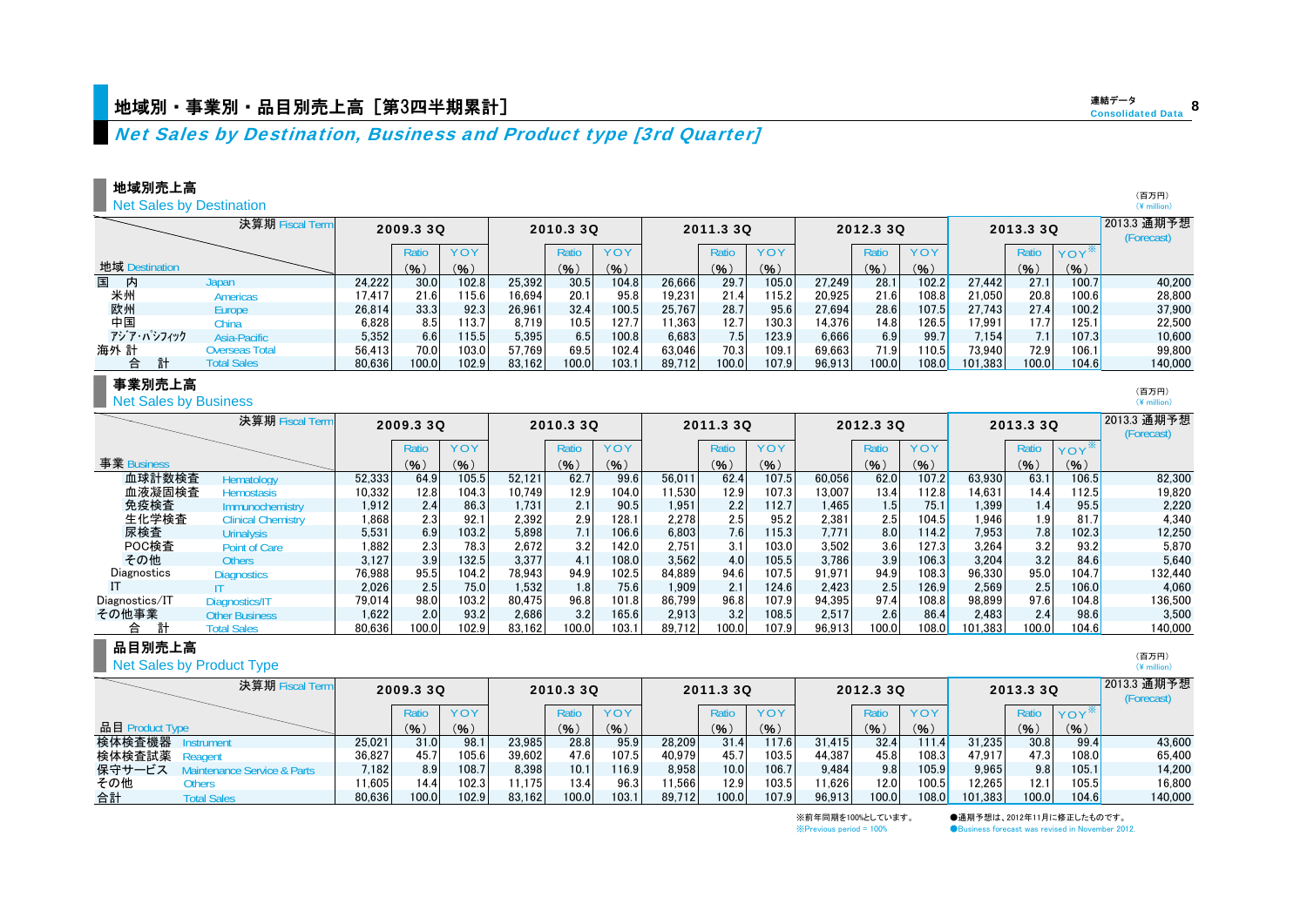# 地域別・事業別・品目別売上高［第3四半期累計］

## *Net Sales by Destination, Business and Product type [3rd Quarter]*

### 地域別売上高 Net Sales by Destination

（百万円）（¥ million）

| 地域 Destination / 決算期 Fiscal Term | | 2009.3 3Q | Ratio (%) | YOY (%) | 2010.3 3Q | Ratio (%) | YOY (%) | 2011.3 3Q | Ratio (%) | YOY (%) | 2012.3 3Q | Ratio (%) | YOY (%) | 2013.3 3Q | Ratio (%) | YOY※ (%) | 2013.3 通期予想 (Forecast) |
|---|---|---|---|---|---|---|---|---|---|---|---|---|---|---|---|---|---|
| 国内 | Japan | 24,222 | 30.0 | 102.8 | 25,392 | 30.5 | 104.8 | 26,666 | 29.7 | 105.0 | 27,249 | 28.1 | 102.2 | 27,442 | 27.1 | 100.7 | 40,200 |
| 米州 | Americas | 17,417 | 21.6 | 115.6 | 16,694 | 20.1 | 95.8 | 19,231 | 21.4 | 115.2 | 20,925 | 21.6 | 108.8 | 21,050 | 20.8 | 100.6 | 28,800 |
| 欧州 | Europe | 26,814 | 33.3 | 92.3 | 26,961 | 32.4 | 100.5 | 25,767 | 28.7 | 95.6 | 27,694 | 28.6 | 107.5 | 27,743 | 27.4 | 100.2 | 37,900 |
| 中国 | China | 6,828 | 8.5 | 113.7 | 8,719 | 10.5 | 127.7 | 11,363 | 12.7 | 130.3 | 14,376 | 14.8 | 126.5 | 17,991 | 17.7 | 125.1 | 22,500 |
| アジア・パシフィック | Asia-Pacific | 5,352 | 6.6 | 115.5 | 5,395 | 6.5 | 100.8 | 6,683 | 7.5 | 123.9 | 6,666 | 6.9 | 99.7 | 7,154 | 7.1 | 107.3 | 10,600 |
| 海外 計 | Overseas Total | 56,413 | 70.0 | 103.0 | 57,769 | 69.5 | 102.4 | 63,046 | 70.3 | 109.1 | 69,663 | 71.9 | 110.5 | 73,940 | 72.9 | 106.1 | 99,800 |
| 合 計 | Total Sales | 80,636 | 100.0 | 102.9 | 83,162 | 100.0 | 103.1 | 89,712 | 100.0 | 107.9 | 96,913 | 100.0 | 108.0 | 101,383 | 100.0 | 104.6 | 140,000 |

### 事業別売上高 Net Sales by Business

（百万円）（¥ million）

| 事業 Business / 決算期 Fiscal Term | | 2009.3 3Q | Ratio (%) | YOY (%) | 2010.3 3Q | Ratio (%) | YOY (%) | 2011.3 3Q | Ratio (%) | YOY (%) | 2012.3 3Q | Ratio (%) | YOY (%) | 2013.3 3Q | Ratio (%) | YOY※ (%) | 2013.3 通期予想 (Forecast) |
|---|---|---|---|---|---|---|---|---|---|---|---|---|---|---|---|---|---|
| 血球計数検査 | Hematology | 52,333 | 64.9 | 105.5 | 52,121 | 62.7 | 99.6 | 56,011 | 62.4 | 107.5 | 60,056 | 62.0 | 107.2 | 63,930 | 63.1 | 106.5 | 82,300 |
| 血液凝固検査 | Hemostasis | 10,332 | 12.8 | 104.3 | 10,749 | 12.9 | 104.0 | 11,530 | 12.9 | 107.3 | 13,007 | 13.4 | 112.8 | 14,631 | 14.4 | 112.5 | 19,820 |
| 免疫検査 | Immunochemistry | 1,912 | 2.4 | 86.3 | 1,731 | 2.1 | 90.5 | 1,951 | 2.2 | 112.7 | 1,465 | 1.5 | 75.1 | 1,399 | 1.4 | 95.5 | 2,220 |
| 生化学検査 | Clinical Chemistry | 1,868 | 2.3 | 92.1 | 2,392 | 2.9 | 128.1 | 2,278 | 2.5 | 95.2 | 2,381 | 2.5 | 104.5 | 1,946 | 1.9 | 81.7 | 4,340 |
| 尿検査 | Urinalysis | 5,531 | 6.9 | 103.2 | 5,898 | 7.1 | 106.6 | 6,803 | 7.6 | 115.3 | 7,771 | 8.0 | 114.2 | 7,953 | 7.8 | 102.3 | 12,250 |
| POC検査 | Point of Care | 1,882 | 2.3 | 78.3 | 2,672 | 3.2 | 142.0 | 2,751 | 3.1 | 103.0 | 3,502 | 3.6 | 127.3 | 3,264 | 3.2 | 93.2 | 5,870 |
| その他 | Others | 3,127 | 3.9 | 132.5 | 3,377 | 4.1 | 108.0 | 3,562 | 4.0 | 105.5 | 3,786 | 3.9 | 106.3 | 3,204 | 3.2 | 84.6 | 5,640 |
| Diagnostics | Diagnostics | 76,988 | 95.5 | 104.2 | 78,943 | 94.9 | 102.5 | 84,889 | 94.6 | 107.5 | 91,971 | 94.9 | 108.3 | 96,330 | 95.0 | 104.7 | 132,440 |
| IT | IT | 2,026 | 2.5 | 75.0 | 1,532 | 1.8 | 75.6 | 1,909 | 2.1 | 124.6 | 2,423 | 2.5 | 126.9 | 2,569 | 2.5 | 106.0 | 4,060 |
| Diagnostics/IT | Diagnostics/IT | 79,014 | 98.0 | 103.2 | 80,475 | 96.8 | 101.8 | 86,799 | 96.8 | 107.9 | 94,395 | 97.4 | 108.8 | 98,899 | 97.6 | 104.8 | 136,500 |
| その他事業 | Other Business | 1,622 | 2.0 | 93.2 | 2,686 | 3.2 | 165.6 | 2,913 | 3.2 | 108.5 | 2,517 | 2.6 | 86.4 | 2,483 | 2.4 | 98.6 | 3,500 |
| 合 計 | Total Sales | 80,636 | 100.0 | 102.9 | 83,162 | 100.0 | 103.1 | 89,712 | 100.0 | 107.9 | 96,913 | 100.0 | 108.0 | 101,383 | 100.0 | 104.6 | 140,000 |

### 品目別売上高 Net Sales by Product Type

（百万円）（¥ million）

| 品目 Product Type / 決算期 Fiscal Term | | 2009.3 3Q | Ratio (%) | YOY (%) | 2010.3 3Q | Ratio (%) | YOY (%) | 2011.3 3Q | Ratio (%) | YOY (%) | 2012.3 3Q | Ratio (%) | YOY (%) | 2013.3 3Q | Ratio (%) | YOY※ (%) | 2013.3 通期予想 (Forecast) |
|---|---|---|---|---|---|---|---|---|---|---|---|---|---|---|---|---|---|
| 検体検査機器 | Instrument | 25,021 | 31.0 | 98.1 | 23,985 | 28.8 | 95.9 | 28,209 | 31.4 | 117.6 | 31,415 | 32.4 | 111.4 | 31,235 | 30.8 | 99.4 | 43,600 |
| 検体検査試薬 | Reagent | 36,827 | 45.7 | 105.6 | 39,602 | 47.6 | 107.5 | 40,979 | 45.7 | 103.5 | 44,387 | 45.8 | 108.3 | 47,917 | 47.3 | 108.0 | 65,400 |
| 保守サービス | Maintenance Service & Parts | 7,182 | 8.9 | 108.7 | 8,398 | 10.1 | 116.9 | 8,958 | 10.0 | 106.7 | 9,484 | 9.8 | 105.9 | 9,965 | 9.8 | 105.1 | 14,200 |
| その他 | Others | 11,605 | 14.4 | 102.3 | 11,175 | 13.4 | 96.3 | 11,566 | 12.9 | 103.5 | 11,626 | 12.0 | 100.5 | 12,265 | 12.1 | 105.5 | 16,800 |
| 合計 | Total Sales | 80,636 | 100.0 | 102.9 | 83,162 | 100.0 | 103.1 | 89,712 | 100.0 | 107.9 | 96,913 | 100.0 | 108.0 | 101,383 | 100.0 | 104.6 | 140,000 |

※前年同期を100%としています。
※Previous period = 100%

●通期予想は、2012年11月に修正したものです。
●Business forecast was revised in November 2012.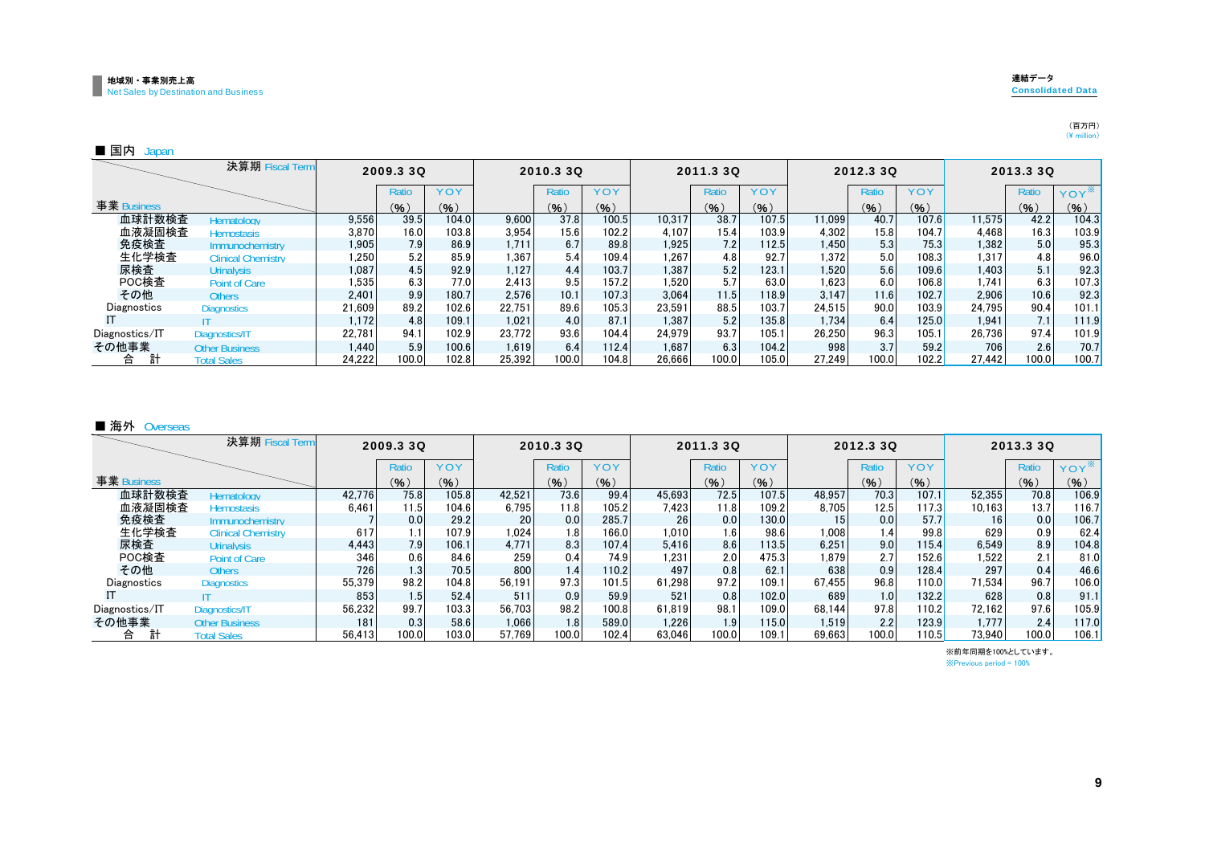## 地域別・事業別売上高
Net Sales by Destination and Business

連結データ
Consolidated Data

（百万円）
(¥ million)

### ■ 国内 Japan

| 事業 Business | | 決算期 Fiscal Term 2009.3 3Q | | | 2010.3 3Q | | | 2011.3 3Q | | | 2012.3 3Q | | | 2013.3 3Q | | |
|---|---|---|---|---|---|---|---|---|---|---|---|---|---|---|---|---|
| | | | Ratio (%) | YOY (%) | | Ratio (%) | YOY (%) | | Ratio (%) | YOY (%) | | Ratio (%) | YOY (%) | | Ratio (%) | YOY※ (%) |
| 血球計数検査 | Hematology | 9,556 | 39.5 | 104.0 | 9,600 | 37.8 | 100.5 | 10,317 | 38.7 | 107.5 | 11,099 | 40.7 | 107.6 | 11,575 | 42.2 | 104.3 |
| 血液凝固検査 | Hemostasis | 3,870 | 16.0 | 103.8 | 3,954 | 15.6 | 102.2 | 4,107 | 15.4 | 103.9 | 4,302 | 15.8 | 104.7 | 4,468 | 16.3 | 103.9 |
| 免疫検査 | Immunochemistry | 1,905 | 7.9 | 86.9 | 1,711 | 6.7 | 89.8 | 1,925 | 7.2 | 112.5 | 1,450 | 5.3 | 75.3 | 1,382 | 5.0 | 95.3 |
| 生化学検査 | Clinical Chemistry | 1,250 | 5.2 | 85.9 | 1,367 | 5.4 | 109.4 | 1,267 | 4.8 | 92.7 | 1,372 | 5.0 | 108.3 | 1,317 | 4.8 | 96.0 |
| 尿検査 | Urinalysis | 1,087 | 4.5 | 92.9 | 1,127 | 4.4 | 103.7 | 1,387 | 5.2 | 123.1 | 1,520 | 5.6 | 109.6 | 1,403 | 5.1 | 92.3 |
| POC検査 | Point of Care | 1,535 | 6.3 | 77.0 | 2,413 | 9.5 | 157.2 | 1,520 | 5.7 | 63.0 | 1,623 | 6.0 | 106.8 | 1,741 | 6.3 | 107.3 |
| その他 | Others | 2,401 | 9.9 | 180.7 | 2,576 | 10.1 | 107.3 | 3,064 | 11.5 | 118.9 | 3,147 | 11.6 | 102.7 | 2,906 | 10.6 | 92.3 |
| Diagnostics | Diagnostics | 21,609 | 89.2 | 102.6 | 22,751 | 89.6 | 105.3 | 23,591 | 88.5 | 103.7 | 24,515 | 90.0 | 103.9 | 24,795 | 90.4 | 101.1 |
| IT | IT | 1,172 | 4.8 | 109.1 | 1,021 | 4.0 | 87.1 | 1,387 | 5.2 | 135.8 | 1,734 | 6.4 | 125.0 | 1,941 | 7.1 | 111.9 |
| Diagnostics/IT | Diagnostics/IT | 22,781 | 94.1 | 102.9 | 23,772 | 93.6 | 104.4 | 24,979 | 93.7 | 105.1 | 26,250 | 96.3 | 105.1 | 26,736 | 97.4 | 101.9 |
| その他事業 | Other Business | 1,440 | 5.9 | 100.6 | 1,619 | 6.4 | 112.4 | 1,687 | 6.3 | 104.2 | 998 | 3.7 | 59.2 | 706 | 2.6 | 70.7 |
| 合計 | Total Sales | 24,222 | 100.0 | 102.8 | 25,392 | 100.0 | 104.8 | 26,666 | 100.0 | 105.0 | 27,249 | 100.0 | 102.2 | 27,442 | 100.0 | 100.7 |

### ■ 海外 Overseas

| 事業 Business | | 決算期 Fiscal Term 2009.3 3Q | | | 2010.3 3Q | | | 2011.3 3Q | | | 2012.3 3Q | | | 2013.3 3Q | | |
|---|---|---|---|---|---|---|---|---|---|---|---|---|---|---|---|---|
| | | | Ratio (%) | YOY (%) | | Ratio (%) | YOY (%) | | Ratio (%) | YOY (%) | | Ratio (%) | YOY (%) | | Ratio (%) | YOY※ (%) |
| 血球計数検査 | Hematology | 42,776 | 75.8 | 105.8 | 42,521 | 73.6 | 99.4 | 45,693 | 72.5 | 107.5 | 48,957 | 70.3 | 107.1 | 52,355 | 70.8 | 106.9 |
| 血液凝固検査 | Hemostasis | 6,461 | 11.5 | 104.6 | 6,795 | 11.8 | 105.2 | 7,423 | 11.8 | 109.2 | 8,705 | 12.5 | 117.3 | 10,163 | 13.7 | 116.7 |
| 免疫検査 | Immunochemistry | 7 | 0.0 | 29.2 | 20 | 0.0 | 285.7 | 26 | 0.0 | 130.0 | 15 | 0.0 | 57.7 | 16 | 0.0 | 106.7 |
| 生化学検査 | Clinical Chemistry | 617 | 1.1 | 107.9 | 1,024 | 1.8 | 166.0 | 1,010 | 1.6 | 98.6 | 1,008 | 1.4 | 99.8 | 629 | 0.9 | 62.4 |
| 尿検査 | Urinalysis | 4,443 | 7.9 | 106.1 | 4,771 | 8.3 | 107.4 | 5,416 | 8.6 | 113.5 | 6,251 | 9.0 | 115.4 | 6,549 | 8.9 | 104.8 |
| POC検査 | Point of Care | 346 | 0.6 | 84.6 | 259 | 0.4 | 74.9 | 1,231 | 2.0 | 475.3 | 1,879 | 2.7 | 152.6 | 1,522 | 2.1 | 81.0 |
| その他 | Others | 726 | 1.3 | 70.5 | 800 | 1.4 | 110.2 | 497 | 0.8 | 62.1 | 638 | 0.9 | 128.4 | 297 | 0.4 | 46.6 |
| Diagnostics | Diagnostics | 55,379 | 98.2 | 104.8 | 56,191 | 97.3 | 101.5 | 61,298 | 97.2 | 109.1 | 67,455 | 96.8 | 110.0 | 71,534 | 96.7 | 106.0 |
| IT | IT | 853 | 1.5 | 52.4 | 511 | 0.9 | 59.9 | 521 | 0.8 | 102.0 | 689 | 1.0 | 132.2 | 628 | 0.8 | 91.1 |
| Diagnostics/IT | Diagnostics/IT | 56,232 | 99.7 | 103.3 | 56,703 | 98.2 | 100.8 | 61,819 | 98.1 | 109.0 | 68,144 | 97.8 | 110.2 | 72,162 | 97.6 | 105.9 |
| その他事業 | Other Business | 181 | 0.3 | 58.6 | 1,066 | 1.8 | 589.0 | 1,226 | 1.9 | 115.0 | 1,519 | 2.2 | 123.9 | 1,777 | 2.4 | 117.0 |
| 合計 | Total Sales | 56,413 | 100.0 | 103.0 | 57,769 | 100.0 | 102.4 | 63,046 | 100.0 | 109.1 | 69,663 | 100.0 | 110.5 | 73,940 | 100.0 | 106.1 |

※前年同期を100%としています。
※Previous period = 100%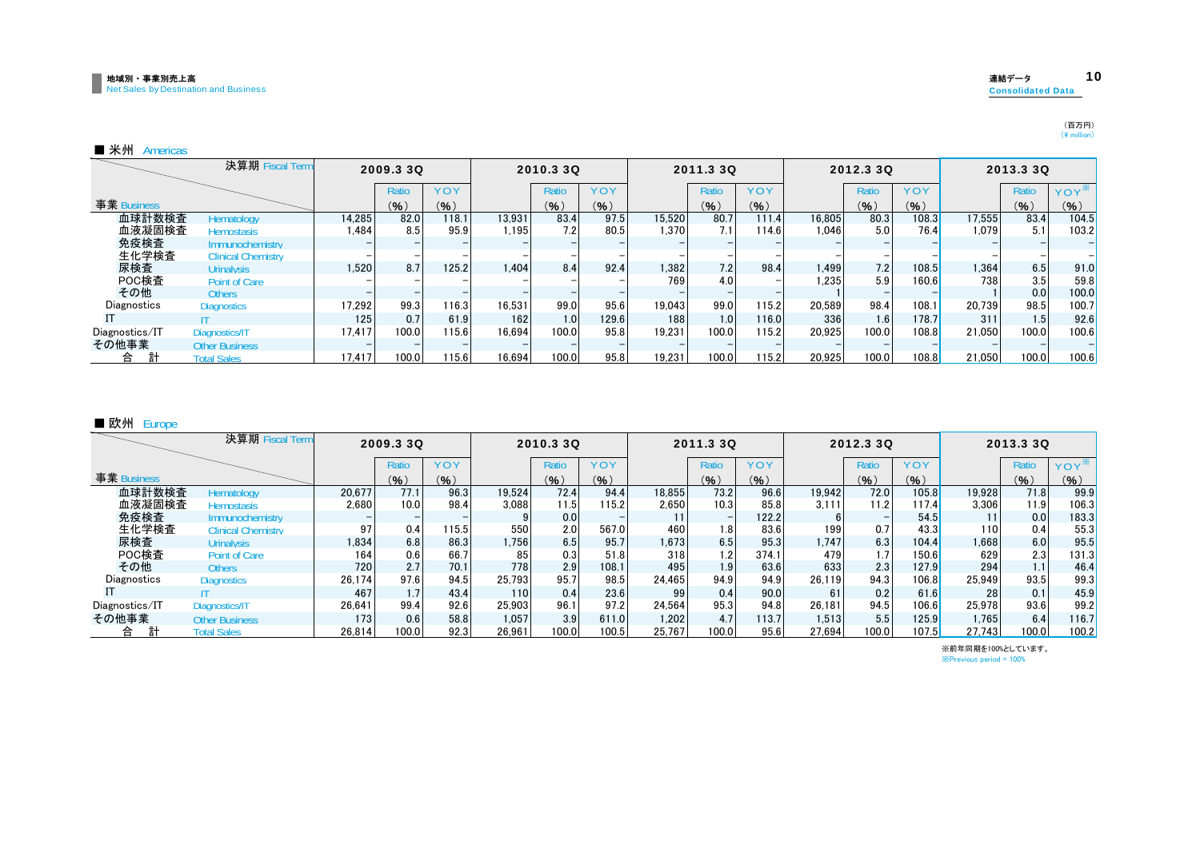# 地域別・事業別売上高
Net Sales by Destination and Business

連結データ
Consolidated Data

（百万円）
（¥ million）

## ■ 米州 Americas

| 決算期 Fiscal Term | | 2009.3 3Q | | | 2010.3 3Q | | | 2011.3 3Q | | | 2012.3 3Q | | | 2013.3 3Q | | |
|---|---|---|---|---|---|---|---|---|---|---|---|---|---|---|---|---|
| 事業 Business | | | Ratio (%) | YOY (%) | | Ratio (%) | YOY (%) | | Ratio (%) | YOY (%) | | Ratio (%) | YOY (%) | | Ratio (%) | YOY※ (%) |
| 血球計数検査 | Hematology | 14,285 | 82.0 | 118.1 | 13,931 | 83.4 | 97.5 | 15,520 | 80.7 | 111.4 | 16,805 | 80.3 | 108.3 | 17,555 | 83.4 | 104.5 |
| 血液凝固検査 | Hemostasis | 1,484 | 8.5 | 95.9 | 1,195 | 7.2 | 80.5 | 1,370 | 7.1 | 114.6 | 1,046 | 5.0 | 76.4 | 1,079 | 5.1 | 103.2 |
| 免疫検査 | Immunochemistry | − | − | − | − | − | − | − | − | − | − | − | − | − | − | − |
| 生化学検査 | Clinical Chemistry | − | − | − | − | − | − | − | − | − | − | − | − | − | − | − |
| 尿検査 | Urinalysis | 1,520 | 8.7 | 125.2 | 1,404 | 8.4 | 92.4 | 1,382 | 7.2 | 98.4 | 1,499 | 7.2 | 108.5 | 1,364 | 6.5 | 91.0 |
| POC検査 | Point of Care | − | − | − | − | − | − | 769 | 4.0 | − | 1,235 | 5.9 | 160.6 | 738 | 3.5 | 59.8 |
| その他 | Others | − | − | − | − | − | − | − | − | − | 1 | − | − | 1 | 0.0 | 100.0 |
| Diagnostics | Diagnostics | 17,292 | 99.3 | 116.3 | 16,531 | 99.0 | 95.6 | 19,043 | 99.0 | 115.2 | 20,589 | 98.4 | 108.1 | 20,739 | 98.5 | 100.7 |
| IT | IT | 125 | 0.7 | 61.9 | 162 | 1.0 | 129.6 | 188 | 1.0 | 116.0 | 336 | 1.6 | 178.7 | 311 | 1.5 | 92.6 |
| Diagnostics/IT | Diagnostics/IT | 17,417 | 100.0 | 115.6 | 16,694 | 100.0 | 95.8 | 19,231 | 100.0 | 115.2 | 20,925 | 100.0 | 108.8 | 21,050 | 100.0 | 100.6 |
| その他事業 | Other Business | − | − | − | − | − | − | − | − | − | − | − | − | − | − | − |
| 合　計 | Total Sales | 17,417 | 100.0 | 115.6 | 16,694 | 100.0 | 95.8 | 19,231 | 100.0 | 115.2 | 20,925 | 100.0 | 108.8 | 21,050 | 100.0 | 100.6 |

## ■ 欧州 Europe

| 決算期 Fiscal Term | | 2009.3 3Q | | | 2010.3 3Q | | | 2011.3 3Q | | | 2012.3 3Q | | | 2013.3 3Q | | |
|---|---|---|---|---|---|---|---|---|---|---|---|---|---|---|---|---|
| 事業 Business | | | Ratio (%) | YOY (%) | | Ratio (%) | YOY (%) | | Ratio (%) | YOY (%) | | Ratio (%) | YOY (%) | | Ratio (%) | YOY※ (%) |
| 血球計数検査 | Hematology | 20,677 | 77.1 | 96.3 | 19,524 | 72.4 | 94.4 | 18,855 | 73.2 | 96.6 | 19,942 | 72.0 | 105.8 | 19,928 | 71.8 | 99.9 |
| 血液凝固検査 | Hemostasis | 2,680 | 10.0 | 98.4 | 3,088 | 11.5 | 115.2 | 2,650 | 10.3 | 85.8 | 3,111 | 11.2 | 117.4 | 3,306 | 11.9 | 106.3 |
| 免疫検査 | Immunochemistry | − | − | − | 9 | 0.0 | − | 11 | − | 122.2 | 6 | − | 54.5 | 11 | 0.0 | 183.3 |
| 生化学検査 | Clinical Chemistry | 97 | 0.4 | 115.5 | 550 | 2.0 | 567.0 | 460 | 1.8 | 83.6 | 199 | 0.7 | 43.3 | 110 | 0.4 | 55.3 |
| 尿検査 | Urinalysis | 1,834 | 6.8 | 86.3 | 1,756 | 6.5 | 95.7 | 1,673 | 6.5 | 95.3 | 1,747 | 6.3 | 104.4 | 1,668 | 6.0 | 95.5 |
| POC検査 | Point of Care | 164 | 0.6 | 66.7 | 85 | 0.3 | 51.8 | 318 | 1.2 | 374.1 | 479 | 1.7 | 150.6 | 629 | 2.3 | 131.3 |
| その他 | Others | 720 | 2.7 | 70.1 | 778 | 2.9 | 108.1 | 495 | 1.9 | 63.6 | 633 | 2.3 | 127.9 | 294 | 1.1 | 46.4 |
| Diagnostics | Diagnostics | 26,174 | 97.6 | 94.5 | 25,793 | 95.7 | 98.5 | 24,465 | 94.9 | 94.9 | 26,119 | 94.3 | 106.8 | 25,949 | 93.5 | 99.3 |
| IT | IT | 467 | 1.7 | 43.4 | 110 | 0.4 | 23.6 | 99 | 0.4 | 90.0 | 61 | 0.2 | 61.6 | 28 | 0.1 | 45.9 |
| Diagnostics/IT | Diagnostics/IT | 26,641 | 99.4 | 92.6 | 25,903 | 96.1 | 97.2 | 24,564 | 95.3 | 94.8 | 26,181 | 94.5 | 106.6 | 25,978 | 93.6 | 99.2 |
| その他事業 | Other Business | 173 | 0.6 | 58.8 | 1,057 | 3.9 | 611.0 | 1,202 | 4.7 | 113.7 | 1,513 | 5.5 | 125.9 | 1,765 | 6.4 | 116.7 |
| 合　計 | Total Sales | 26,814 | 100.0 | 92.3 | 26,961 | 100.0 | 100.5 | 25,767 | 100.0 | 95.6 | 27,694 | 100.0 | 107.5 | 27,743 | 100.0 | 100.2 |

※前年同期を100%としています。
※Previous period = 100%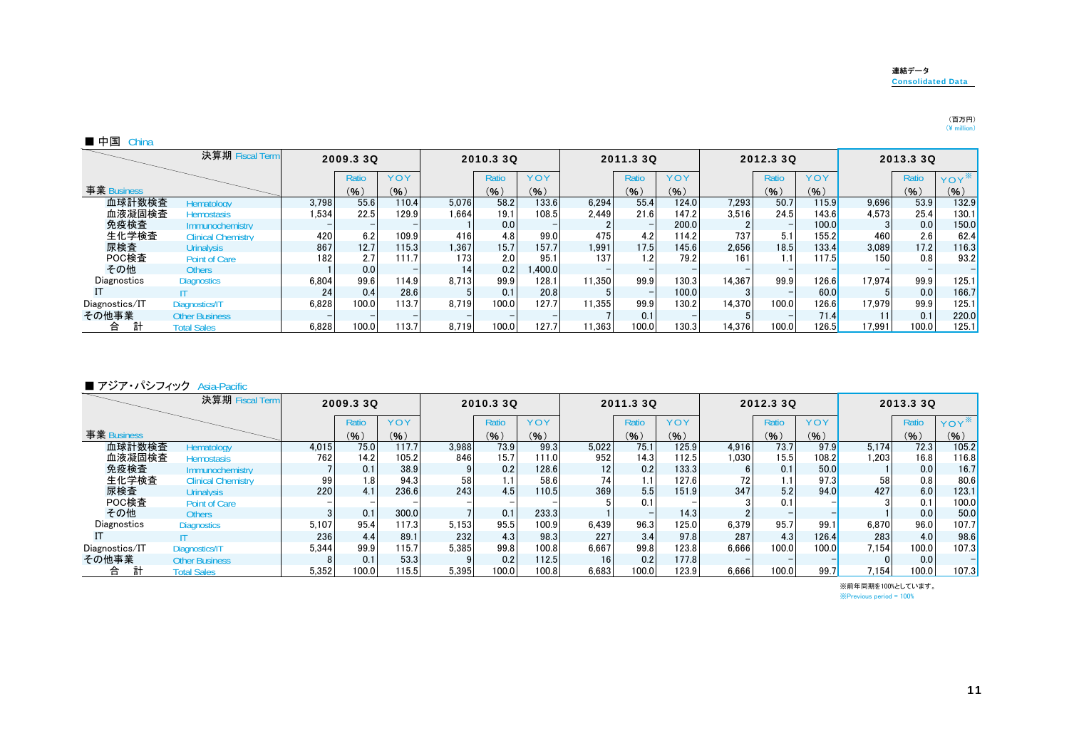連結データ
Consolidated Data

（百万円）
(¥ million)

## ■ 中国 China

| 事業 Business | | 2009.3 3Q | | | 2010.3 3Q | | | 2011.3 3Q | | | 2012.3 3Q | | | 2013.3 3Q | | |
|---|---|---|---|---|---|---|---|---|---|---|---|---|---|---|---|---|
| | | | Ratio (%) | YOY (%) | | Ratio (%) | YOY (%) | | Ratio (%) | YOY (%) | | Ratio (%) | YOY (%) | | Ratio (%) | YOY※ (%) |
| 血球計数検査 | Hematology | 3,798 | 55.6 | 110.4 | 5,076 | 58.2 | 133.6 | 6,294 | 55.4 | 124.0 | 7,293 | 50.7 | 115.9 | 9,696 | 53.9 | 132.9 |
| 血液凝固検査 | Hemostasis | 1,534 | 22.5 | 129.9 | 1,664 | 19.1 | 108.5 | 2,449 | 21.6 | 147.2 | 3,516 | 24.5 | 143.6 | 4,573 | 25.4 | 130.1 |
| 免疫検査 | Immunochemistry | − | − | − | 1 | 0.0 | − | 2 | − | 200.0 | 2 | − | 100.0 | 3 | 0.0 | 150.0 |
| 生化学検査 | Clinical Chemistry | 420 | 6.2 | 109.9 | 416 | 4.8 | 99.0 | 475 | 4.2 | 114.2 | 737 | 5.1 | 155.2 | 460 | 2.6 | 62.4 |
| 尿検査 | Urinalysis | 867 | 12.7 | 115.3 | 1,367 | 15.7 | 157.7 | 1,991 | 17.5 | 145.6 | 2,656 | 18.5 | 133.4 | 3,089 | 17.2 | 116.3 |
| POC検査 | Point of Care | 182 | 2.7 | 111.7 | 173 | 2.0 | 95.1 | 137 | 1.2 | 79.2 | 161 | 1.1 | 117.5 | 150 | 0.8 | 93.2 |
| その他 | Others | 1 | 0.0 | − | 14 | 0.2 | 1,400.0 | − | − | − | − | − | − | − | − | − |
| Diagnostics | Diagnostics | 6,804 | 99.6 | 114.9 | 8,713 | 99.9 | 128.1 | 11,350 | 99.9 | 130.3 | 14,367 | 99.9 | 126.6 | 17,974 | 99.9 | 125.1 |
| IT | IT | 24 | 0.4 | 28.6 | 5 | 0.1 | 20.8 | 5 | − | 100.0 | 3 | − | 60.0 | 5 | 0.0 | 166.7 |
| Diagnostics/IT | Diagnostics/IT | 6,828 | 100.0 | 113.7 | 8,719 | 100.0 | 127.7 | 11,355 | 99.9 | 130.2 | 14,370 | 100.0 | 126.6 | 17,979 | 99.9 | 125.1 |
| その他事業 | Other Business | − | − | − | − | − | − | 7 | 0.1 | − | 5 | − | 71.4 | 11 | 0.1 | 220.0 |
| 合　計 | Total Sales | 6,828 | 100.0 | 113.7 | 8,719 | 100.0 | 127.7 | 11,363 | 100.0 | 130.3 | 14,376 | 100.0 | 126.5 | 17,991 | 100.0 | 125.1 |

## ■ アジア・パシフィック Asia-Pacific

| 事業 Business | | 2009.3 3Q | | | 2010.3 3Q | | | 2011.3 3Q | | | 2012.3 3Q | | | 2013.3 3Q | | |
|---|---|---|---|---|---|---|---|---|---|---|---|---|---|---|---|---|
| | | | Ratio (%) | YOY (%) | | Ratio (%) | YOY (%) | | Ratio (%) | YOY (%) | | Ratio (%) | YOY (%) | | Ratio (%) | YOY※ (%) |
| 血球計数検査 | Hematology | 4,015 | 75.0 | 117.7 | 3,988 | 73.9 | 99.3 | 5,022 | 75.1 | 125.9 | 4,916 | 73.7 | 97.9 | 5,174 | 72.3 | 105.2 |
| 血液凝固検査 | Hemostasis | 762 | 14.2 | 105.2 | 846 | 15.7 | 111.0 | 952 | 14.3 | 112.5 | 1,030 | 15.5 | 108.2 | 1,203 | 16.8 | 116.8 |
| 免疫検査 | Immunochemistry | 7 | 0.1 | 38.9 | 9 | 0.2 | 128.6 | 12 | 0.2 | 133.3 | 6 | 0.1 | 50.0 | 1 | 0.0 | 16.7 |
| 生化学検査 | Clinical Chemistry | 99 | 1.8 | 94.3 | 58 | 1.1 | 58.6 | 74 | 1.1 | 127.6 | 72 | 1.1 | 97.3 | 58 | 0.8 | 80.6 |
| 尿検査 | Urinalysis | 220 | 4.1 | 236.6 | 243 | 4.5 | 110.5 | 369 | 5.5 | 151.9 | 347 | 5.2 | 94.0 | 427 | 6.0 | 123.1 |
| POC検査 | Point of Care | − | − | − | − | − | − | 5 | 0.1 | − | 3 | 0.1 | − | 3 | 0.1 | 100.0 |
| その他 | Others | 3 | 0.1 | 300.0 | 7 | 0.1 | 233.3 | 1 | − | 14.3 | 2 | − | − | 1 | 0.0 | 50.0 |
| Diagnostics | Diagnostics | 5,107 | 95.4 | 117.3 | 5,153 | 95.5 | 100.9 | 6,439 | 96.3 | 125.0 | 6,379 | 95.7 | 99.1 | 6,870 | 96.0 | 107.7 |
| IT | IT | 236 | 4.4 | 89.1 | 232 | 4.3 | 98.3 | 227 | 3.4 | 97.8 | 287 | 4.3 | 126.4 | 283 | 4.0 | 98.6 |
| Diagnostics/IT | Diagnostics/IT | 5,344 | 99.9 | 115.7 | 5,385 | 99.8 | 100.8 | 6,667 | 99.8 | 123.8 | 6,666 | 100.0 | 100.0 | 7,154 | 100.0 | 107.3 |
| その他事業 | Other Business | 8 | 0.1 | 53.3 | 9 | 0.2 | 112.5 | 16 | 0.2 | 177.8 | − | − | − | 0 | 0.0 | − |
| 合　計 | Total Sales | 5,352 | 100.0 | 115.5 | 5,395 | 100.0 | 100.8 | 6,683 | 100.0 | 123.9 | 6,666 | 100.0 | 99.7 | 7,154 | 100.0 | 107.3 |

※前年同期を100%としています。
※Previous period = 100%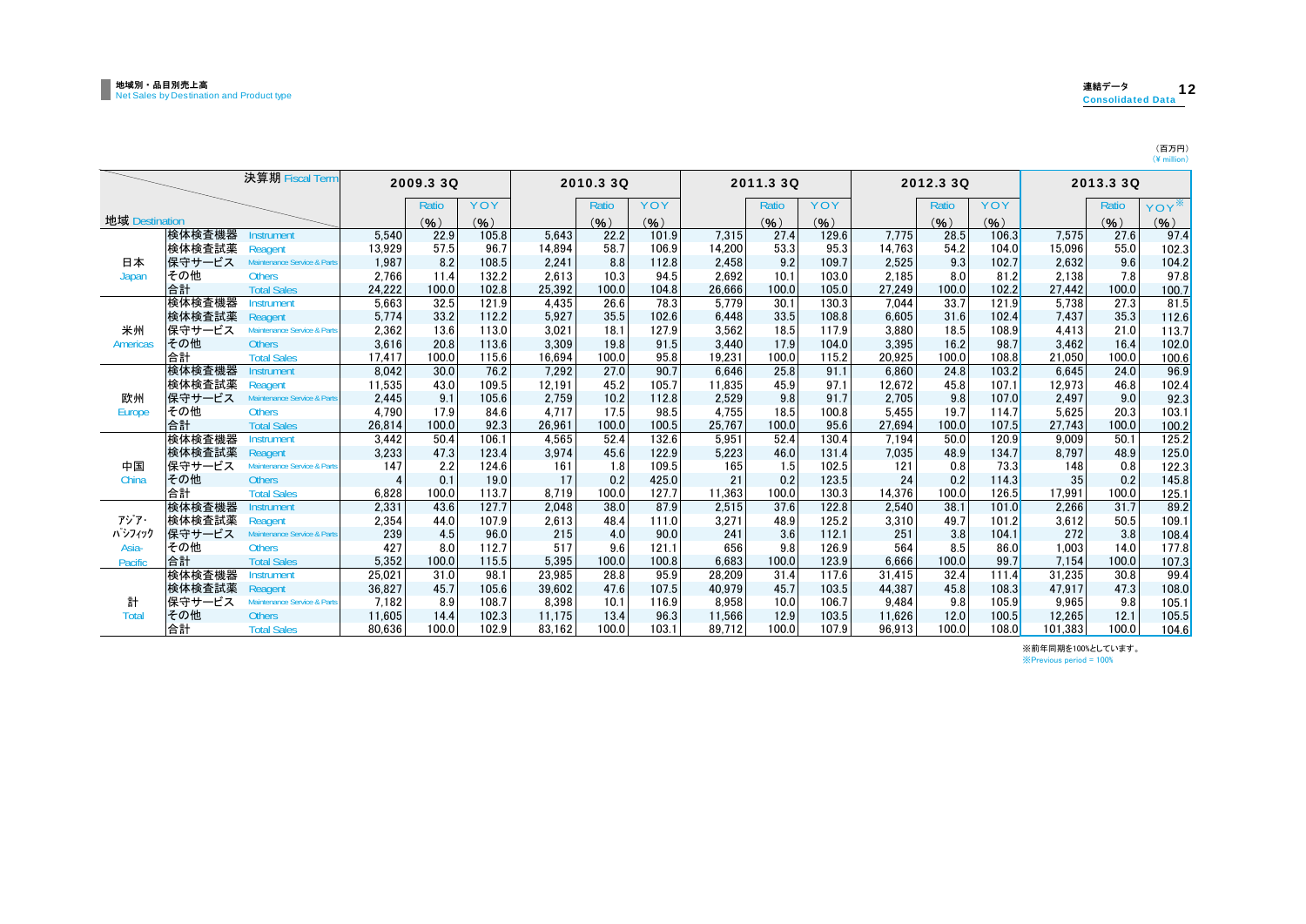## 地域別・品目別売上高
Net Sales by Destination and Product type

連結データ
Consolidated Data

（百万円）
（¥ million）

| 地域 Destination | 決算期 Fiscal Term | 2009.3 3Q | Ratio (%) | YOY (%) | 2010.3 3Q | Ratio (%) | YOY (%) | 2011.3 3Q | Ratio (%) | YOY (%) | 2012.3 3Q | Ratio (%) | YOY (%) | 2013.3 3Q | Ratio (%) | YOY※ (%) |
|---|---|---|---|---|---|---|---|---|---|---|---|---|---|---|---|---|
| 日本 Japan | 検体検査機器 Instrument | 5,540 | 22.9 | 105.8 | 5,643 | 22.2 | 101.9 | 7,315 | 27.4 | 129.6 | 7,775 | 28.5 | 106.3 | 7,575 | 27.6 | 97.4 |
| | 検体検査試薬 Reagent | 13,929 | 57.5 | 96.7 | 14,894 | 58.7 | 106.9 | 14,200 | 53.3 | 95.3 | 14,763 | 54.2 | 104.0 | 15,096 | 55.0 | 102.3 |
| | 保守サービス Maintenance Service & Parts | 1,987 | 8.2 | 108.5 | 2,241 | 8.8 | 112.8 | 2,458 | 9.2 | 109.7 | 2,525 | 9.3 | 102.7 | 2,632 | 9.6 | 104.2 |
| | その他 Others | 2,766 | 11.4 | 132.2 | 2,613 | 10.3 | 94.5 | 2,692 | 10.1 | 103.0 | 2,185 | 8.0 | 81.2 | 2,138 | 7.8 | 97.8 |
| | 合計 Total Sales | 24,222 | 100.0 | 102.8 | 25,392 | 100.0 | 104.8 | 26,666 | 100.0 | 105.0 | 27,249 | 100.0 | 102.2 | 27,442 | 100.0 | 100.7 |
| 米州 Americas | 検体検査機器 Instrument | 5,663 | 32.5 | 121.9 | 4,435 | 26.6 | 78.3 | 5,779 | 30.1 | 130.3 | 7,044 | 33.7 | 121.9 | 5,738 | 27.3 | 81.5 |
| | 検体検査試薬 Reagent | 5,774 | 33.2 | 112.2 | 5,927 | 35.5 | 102.6 | 6,448 | 33.5 | 108.8 | 6,605 | 31.6 | 102.4 | 7,437 | 35.3 | 112.6 |
| | 保守サービス Maintenance Service & Parts | 2,362 | 13.6 | 113.0 | 3,021 | 18.1 | 127.9 | 3,562 | 18.5 | 117.9 | 3,880 | 18.5 | 108.9 | 4,413 | 21.0 | 113.7 |
| | その他 Others | 3,616 | 20.8 | 113.6 | 3,309 | 19.8 | 91.5 | 3,440 | 17.9 | 104.0 | 3,395 | 16.2 | 98.7 | 3,462 | 16.4 | 102.0 |
| | 合計 Total Sales | 17,417 | 100.0 | 115.6 | 16,694 | 100.0 | 95.8 | 19,231 | 100.0 | 115.2 | 20,925 | 100.0 | 108.8 | 21,050 | 100.0 | 100.6 |
| 欧州 Europe | 検体検査機器 Instrument | 8,042 | 30.0 | 76.2 | 7,292 | 27.0 | 90.7 | 6,646 | 25.8 | 91.1 | 6,860 | 24.8 | 103.2 | 6,645 | 24.0 | 96.9 |
| | 検体検査試薬 Reagent | 11,535 | 43.0 | 109.5 | 12,191 | 45.2 | 105.7 | 11,835 | 45.9 | 97.1 | 12,672 | 45.8 | 107.1 | 12,973 | 46.8 | 102.4 |
| | 保守サービス Maintenance Service & Parts | 2,445 | 9.1 | 105.6 | 2,759 | 10.2 | 112.8 | 2,529 | 9.8 | 91.7 | 2,705 | 9.8 | 107.0 | 2,497 | 9.0 | 92.3 |
| | その他 Others | 4,790 | 17.9 | 84.6 | 4,717 | 17.5 | 98.5 | 4,755 | 18.5 | 100.8 | 5,455 | 19.7 | 114.7 | 5,625 | 20.3 | 103.1 |
| | 合計 Total Sales | 26,814 | 100.0 | 92.3 | 26,961 | 100.0 | 100.5 | 25,767 | 100.0 | 95.6 | 27,694 | 100.0 | 107.5 | 27,743 | 100.0 | 100.2 |
| 中国 China | 検体検査機器 Instrument | 3,442 | 50.4 | 106.1 | 4,565 | 52.4 | 132.6 | 5,951 | 52.4 | 130.4 | 7,194 | 50.0 | 120.9 | 9,009 | 50.1 | 125.2 |
| | 検体検査試薬 Reagent | 3,233 | 47.3 | 123.4 | 3,974 | 45.6 | 122.9 | 5,223 | 46.0 | 131.4 | 7,035 | 48.9 | 134.7 | 8,797 | 48.9 | 125.0 |
| | 保守サービス Maintenance Service & Parts | 147 | 2.2 | 124.6 | 161 | 1.8 | 109.5 | 165 | 1.5 | 102.5 | 121 | 0.8 | 73.3 | 148 | 0.8 | 122.3 |
| | その他 Others | 4 | 0.1 | 19.0 | 17 | 0.2 | 425.0 | 21 | 0.2 | 123.5 | 24 | 0.2 | 114.3 | 35 | 0.2 | 145.8 |
| | 合計 Total Sales | 6,828 | 100.0 | 113.7 | 8,719 | 100.0 | 127.7 | 11,363 | 100.0 | 130.3 | 14,376 | 100.0 | 126.5 | 17,991 | 100.0 | 125.1 |
| ｱｼﾞｱ･ﾊﾟｼﾌｨｯｸ Asia-Pacific | 検体検査機器 Instrument | 2,331 | 43.6 | 127.7 | 2,048 | 38.0 | 87.9 | 2,515 | 37.6 | 122.8 | 2,540 | 38.1 | 101.0 | 2,266 | 31.7 | 89.2 |
| | 検体検査試薬 Reagent | 2,354 | 44.0 | 107.9 | 2,613 | 48.4 | 111.0 | 3,271 | 48.9 | 125.2 | 3,310 | 49.7 | 101.2 | 3,612 | 50.5 | 109.1 |
| | 保守サービス Maintenance Service & Parts | 239 | 4.5 | 96.0 | 215 | 4.0 | 90.0 | 241 | 3.6 | 112.1 | 251 | 3.8 | 104.1 | 272 | 3.8 | 108.4 |
| | その他 Others | 427 | 8.0 | 112.7 | 517 | 9.6 | 121.1 | 656 | 9.8 | 126.9 | 564 | 8.5 | 86.0 | 1,003 | 14.0 | 177.8 |
| | 合計 Total Sales | 5,352 | 100.0 | 115.5 | 5,395 | 100.0 | 100.8 | 6,683 | 100.0 | 123.9 | 6,666 | 100.0 | 99.7 | 7,154 | 100.0 | 107.3 |
| 計 Total | 検体検査機器 Instrument | 25,021 | 31.0 | 98.1 | 23,985 | 28.8 | 95.9 | 28,209 | 31.4 | 117.6 | 31,415 | 32.4 | 111.4 | 31,235 | 30.8 | 99.4 |
| | 検体検査試薬 Reagent | 36,827 | 45.7 | 105.6 | 39,602 | 47.6 | 107.5 | 40,979 | 45.7 | 103.5 | 44,387 | 45.8 | 108.3 | 47,917 | 47.3 | 108.0 |
| | 保守サービス Maintenance Service & Parts | 7,182 | 8.9 | 108.7 | 8,398 | 10.1 | 116.9 | 8,958 | 10.0 | 106.7 | 9,484 | 9.8 | 105.9 | 9,965 | 9.8 | 105.1 |
| | その他 Others | 11,605 | 14.4 | 102.3 | 11,175 | 13.4 | 96.3 | 11,566 | 12.9 | 103.5 | 11,626 | 12.0 | 100.5 | 12,265 | 12.1 | 105.5 |
| | 合計 Total Sales | 80,636 | 100.0 | 102.9 | 83,162 | 100.0 | 103.1 | 89,712 | 100.0 | 107.9 | 96,913 | 100.0 | 108.0 | 101,383 | 100.0 | 104.6 |

※前年同期を100%としています。
※Previous period = 100%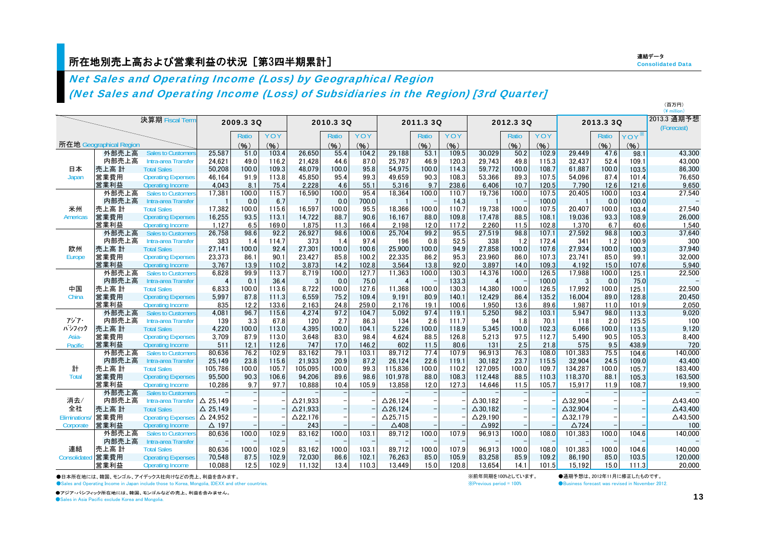# 所在地別売上高および営業利益の状況［第3四半期累計］

連結データ
**Consolidated Data**

## *Net Sales and Operating Income (Loss) by Geographical Region*
## *(Net Sales and Operating Income (Loss) of Subsidiaries in the Region) [3rd Quarter]*

（百万円）
(¥ million)

| 所在地 Geographical Region | 決算期 Fiscal Term | | 2009.3 3Q | | | 2010.3 3Q | | | 2011.3 3Q | | | 2012.3 3Q | | | 2013.3 3Q | | | 2013.3 通期予想 (Forecast) |
|---|---|---|---|---|---|---|---|---|---|---|---|---|---|---|---|---|---|---|
| | | | | Ratio (%) | YOY (%) | | Ratio (%) | YOY (%) | | Ratio (%) | YOY (%) | | Ratio (%) | YOY (%) | | Ratio (%) | YOY※ (%) | |
| 日本 Japan | 外部売上高 | Sales to Customers | 25,587 | 51.0 | 103.4 | 26,650 | 55.4 | 104.2 | 29,188 | 53.1 | 109.5 | 30,029 | 50.2 | 102.9 | 29,449 | 47.6 | 98.1 | 43,300 |
| | 内部売上高 | Intra-area Transfer | 24,621 | 49.0 | 116.2 | 21,428 | 44.6 | 87.0 | 25,787 | 46.9 | 120.3 | 29,743 | 49.8 | 115.3 | 32,437 | 52.4 | 109.1 | 43,000 |
| | 売上高 計 | Total Sales | 50,208 | 100.0 | 109.3 | 48,079 | 100.0 | 95.8 | 54,975 | 100.0 | 114.3 | 59,772 | 100.0 | 108.7 | 61,887 | 100.0 | 103.5 | 86,300 |
| | 営業費用 | Operating Expenses | 46,164 | 91.9 | 113.8 | 45,850 | 95.4 | 99.3 | 49,659 | 90.3 | 108.3 | 53,366 | 89.3 | 107.5 | 54,096 | 87.4 | 101.4 | 76,650 |
| | 営業利益 | Operating Income | 4,043 | 8.1 | 75.4 | 2,228 | 4.6 | 55.1 | 5,316 | 9.7 | 238.6 | 6,406 | 10.7 | 120.5 | 7,790 | 12.6 | 121.6 | 9,650 |
| 米州 Americas | 外部売上高 | Sales to Customers | 17,381 | 100.0 | 115.7 | 16,590 | 100.0 | 95.4 | 18,364 | 100.0 | 110.7 | 19,736 | 100.0 | 107.5 | 20,405 | 100.0 | 103.4 | 27,540 |
| | 内部売上高 | Intra-area Transfer | 1 | 0.0 | 6.7 | 7 | 0.0 | 700.0 | 1 | − | 14.3 | 1 | − | 100.0 | 1 | 0.0 | 100.0 | − |
| | 売上高 計 | Total Sales | 17,382 | 100.0 | 115.6 | 16,597 | 100.0 | 95.5 | 18,366 | 100.0 | 110.7 | 19,738 | 100.0 | 107.5 | 20,407 | 100.0 | 103.4 | 27,540 |
| | 営業費用 | Operating Expenses | 16,255 | 93.5 | 113.1 | 14,722 | 88.7 | 90.6 | 16,167 | 88.0 | 109.8 | 17,478 | 88.5 | 108.1 | 19,036 | 93.3 | 108.9 | 26,000 |
| | 営業利益 | Operating Income | 1,127 | 6.5 | 169.0 | 1,875 | 11.3 | 166.4 | 2,198 | 12.0 | 117.2 | 2,260 | 11.5 | 102.8 | 1,370 | 6.7 | 60.6 | 1,540 |
| 欧州 Europe | 外部売上高 | Sales to Customers | 26,758 | 98.6 | 92.2 | 26,927 | 98.6 | 100.6 | 25,704 | 99.2 | 95.5 | 27,519 | 98.8 | 107.1 | 27,592 | 98.8 | 100.3 | 37,640 |
| | 内部売上高 | Intra-area Transfer | 383 | 1.4 | 114.7 | 373 | 1.4 | 97.4 | 196 | 0.8 | 52.5 | 338 | 1.2 | 172.4 | 341 | 1.2 | 100.9 | 300 |
| | 売上高 計 | Total Sales | 27,141 | 100.0 | 92.4 | 27,301 | 100.0 | 100.6 | 25,900 | 100.0 | 94.9 | 27,858 | 100.0 | 107.6 | 27,934 | 100.0 | 100.3 | 37,940 |
| | 営業費用 | Operating Expenses | 23,373 | 86.1 | 90.1 | 23,427 | 85.8 | 100.2 | 22,335 | 86.2 | 95.3 | 23,960 | 86.0 | 107.3 | 23,741 | 85.0 | 99.1 | 32,000 |
| | 営業利益 | Operating Income | 3,767 | 13.9 | 110.2 | 3,873 | 14.2 | 102.8 | 3,564 | 13.8 | 92.0 | 3,897 | 14.0 | 109.3 | 4,192 | 15.0 | 107.6 | 5,940 |
| 中国 China | 外部売上高 | Sales to Customers | 6,828 | 99.9 | 113.7 | 8,719 | 100.0 | 127.7 | 11,363 | 100.0 | 130.3 | 14,376 | 100.0 | 126.5 | 17,988 | 100.0 | 125.1 | 22,500 |
| | 内部売上高 | Intra-area Transfer | 4 | 0.1 | 36.4 | 3 | 0.0 | 75.0 | 4 | − | 133.3 | 4 | − | 100.0 | 3 | 0.0 | 75.0 | − |
| | 売上高 計 | Total Sales | 6,833 | 100.0 | 113.6 | 8,722 | 100.0 | 127.6 | 11,368 | 100.0 | 130.3 | 14,380 | 100.0 | 126.5 | 17,992 | 100.0 | 125.1 | 22,500 |
| | 営業費用 | Operating Expenses | 5,997 | 87.8 | 111.3 | 6,559 | 75.2 | 109.4 | 9,191 | 80.9 | 140.1 | 12,429 | 86.4 | 135.2 | 16,004 | 89.0 | 128.8 | 20,450 |
| | 営業利益 | Operating Income | 835 | 12.2 | 133.6 | 2,163 | 24.8 | 259.0 | 2,176 | 19.1 | 100.6 | 1,950 | 13.6 | 89.6 | 1,987 | 11.0 | 101.9 | 2,050 |
| アジア･パシフィック Asia-Pacific | 外部売上高 | Sales to Customers | 4,081 | 96.7 | 115.6 | 4,274 | 97.2 | 104.7 | 5,092 | 97.4 | 119.1 | 5,250 | 98.2 | 103.1 | 5,947 | 98.0 | 113.3 | 9,020 |
| | 内部売上高 | Intra-area Transfer | 139 | 3.3 | 67.8 | 120 | 2.7 | 86.3 | 134 | 2.6 | 111.7 | 94 | 1.8 | 70.1 | 118 | 2.0 | 125.5 | 100 |
| | 売上高 計 | Total Sales | 4,220 | 100.0 | 113.0 | 4,395 | 100.0 | 104.1 | 5,226 | 100.0 | 118.9 | 5,345 | 100.0 | 102.3 | 6,066 | 100.0 | 113.5 | 9,120 |
| | 営業費用 | Operating Expenses | 3,709 | 87.9 | 113.0 | 3,648 | 83.0 | 98.4 | 4,624 | 88.5 | 126.8 | 5,213 | 97.5 | 112.7 | 5,490 | 90.5 | 105.3 | 8,400 |
| | 営業利益 | Operating Income | 511 | 12.1 | 112.6 | 747 | 17.0 | 146.2 | 602 | 11.5 | 80.6 | 131 | 2.5 | 21.8 | 575 | 9.5 | 438.9 | 720 |
| 計 Total | 外部売上高 | Sales to Customers | 80,636 | 76.2 | 102.9 | 83,162 | 79.1 | 103.1 | 89,712 | 77.4 | 107.9 | 96,913 | 76.3 | 108.0 | 101,383 | 75.5 | 104.6 | 140,000 |
| | 内部売上高 | Intra-area Transfer | 25,149 | 23.8 | 115.6 | 21,933 | 20.9 | 87.2 | 26,124 | 22.6 | 119.1 | 30,182 | 23.7 | 115.5 | 32,904 | 24.5 | 109.0 | 43,400 |
| | 売上高 計 | Total Sales | 105,786 | 100.0 | 105.7 | 105,095 | 100.0 | 99.3 | 115,836 | 100.0 | 110.2 | 127,095 | 100.0 | 109.7 | 134,287 | 100.0 | 105.7 | 183,400 |
| | 営業費用 | Operating Expenses | 95,500 | 90.3 | 106.6 | 94,206 | 89.6 | 98.6 | 101,978 | 88.0 | 108.3 | 112,448 | 88.5 | 110.3 | 118,370 | 88.1 | 105.3 | 163,500 |
| | 営業利益 | Operating Income | 10,286 | 9.7 | 97.7 | 10,888 | 10.4 | 105.9 | 13,858 | 12.0 | 127.3 | 14,646 | 11.5 | 105.7 | 15,917 | 11.9 | 108.7 | 19,900 |
| 消去/全社 Eliminations/Corporate | 外部売上高 | Sales to Customers | − | − | − | − | − | − | − | − | − | − | − | − | − | − | − | − |
| | 内部売上高 | Intra-area Transfer | △ 25,149 | − | − | △21,933 | − | − | △26,124 | − | − | △30,182 | − | − | △32,904 | − | − | △43,400 |
| | 売上高 計 | Total Sales | △ 25,149 | − | − | △21,933 | − | − | △26,124 | − | − | △30,182 | − | − | △32,904 | − | − | △43,400 |
| | 営業費用 | Operating Expenses | △ 24,952 | − | − | △22,176 | − | − | △25,715 | − | − | △29,190 | − | − | △32,179 | − | − | △43,500 |
| | 営業利益 | Operating Income | △ 197 | − | − | 243 | − | − | △408 | − | − | △992 | − | − | △724 | − | − | 100 |
| 連結 Consolidated | 外部売上高 | Sales to Customers | 80,636 | 100.0 | 102.9 | 83,162 | 100.0 | 103.1 | 89,712 | 100.0 | 107.9 | 96,913 | 100.0 | 108.0 | 101,383 | 100.0 | 104.6 | 140,000 |
| | 内部売上高 | Intra-area Transfer | − | − | − | − | − | − | − | − | − | − | − | − | − | − | − | − |
| | 売上高 計 | Total Sales | 80,636 | 100.0 | 102.9 | 83,162 | 100.0 | 103.1 | 89,712 | 100.0 | 107.9 | 96,913 | 100.0 | 108.0 | 101,383 | 100.0 | 104.6 | 140,000 |
| | 営業費用 | Operating Expenses | 70,548 | 87.5 | 102.9 | 72,030 | 86.6 | 102.1 | 76,263 | 85.0 | 105.9 | 83,258 | 85.9 | 109.2 | 86,190 | 85.0 | 103.5 | 120,000 |
| | 営業利益 | Operating Income | 10,088 | 12.5 | 102.9 | 11,132 | 13.4 | 110.3 | 13,449 | 15.0 | 120.8 | 13,654 | 14.1 | 101.5 | 15,192 | 15.0 | 111.3 | 20,000 |

●日本所在地には、韓国、モンゴル、アイデックス社向けなどの売上、利益を含みます。
●Sales and Operating Income in Japan include those to Korea, Mongolia, IDEXX and other countries.

●アジア・パシフィック所在地には、韓国、モンゴルなどの売上、利益を含みません。
●Sales in Asia Pacific exclude Korea and Mongolia.

※前年同期を100%としています。
※Previous period = 100%

●通期予想は、2012年11月に修正したものです。
●Business forecast was revised in November 2012.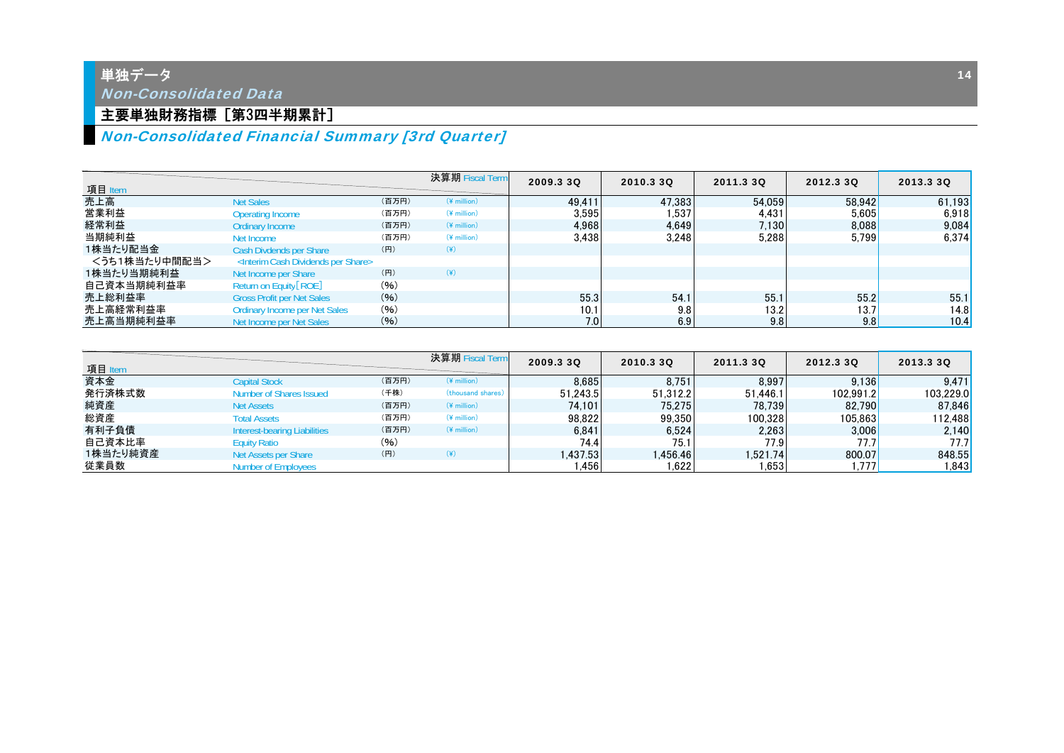# 単独データ
## *Non-Consolidated Data*

### 主要単独財務指標［第3四半期累計］
### *Non-Consolidated Financial Summary [3rd Quarter]*

| 項目 Item | | | 決算期 Fiscal Term | 2009.3 3Q | 2010.3 3Q | 2011.3 3Q | 2012.3 3Q | 2013.3 3Q |
|---|---|---|---|---|---|---|---|---|
| 売上高 | Net Sales | (百万円) | (¥ million) | 49,411 | 47,383 | 54,059 | 58,942 | 61,193 |
| 営業利益 | Operating Income | (百万円) | (¥ million) | 3,595 | 1,537 | 4,431 | 5,605 | 6,918 |
| 経常利益 | Ordinary Income | (百万円) | (¥ million) | 4,968 | 4,649 | 7,130 | 8,088 | 9,084 |
| 当期純利益 | Net Income | (百万円) | (¥ million) | 3,438 | 3,248 | 5,288 | 5,799 | 6,374 |
| 1株当たり配当金 | Cash Dividends per Share | (円) | (¥) | | | | | |
| <うち1株当たり中間配当> | <Interim Cash Dividends per Share> | | | | | | | |
| 1株当たり当期純利益 | Net Income per Share | (円) | (¥) | | | | | |
| 自己資本当期純利益率 | Return on Equity[ROE] | (%) | | | | | | |
| 売上総利益率 | Gross Profit per Net Sales | (%) | | 55.3 | 54.1 | 55.1 | 55.2 | 55.1 |
| 売上高経常利益率 | Ordinary Income per Net Sales | (%) | | 10.1 | 9.8 | 13.2 | 13.7 | 14.8 |
| 売上高当期純利益率 | Net Income per Net Sales | (%) | | 7.0 | 6.9 | 9.8 | 9.8 | 10.4 |

| 項目 Item | | | 決算期 Fiscal Term | 2009.3 3Q | 2010.3 3Q | 2011.3 3Q | 2012.3 3Q | 2013.3 3Q |
|---|---|---|---|---|---|---|---|---|
| 資本金 | Capital Stock | (百万円) | (¥ million) | 8,685 | 8,751 | 8,997 | 9,136 | 9,471 |
| 発行済株式数 | Number of Shares Issued | (千株) | (thousand shares) | 51,243.5 | 51,312.2 | 51,446.1 | 102,991.2 | 103,229.0 |
| 純資産 | Net Assets | (百万円) | (¥ million) | 74,101 | 75,275 | 78,739 | 82,790 | 87,846 |
| 総資産 | Total Assets | (百万円) | (¥ million) | 98,822 | 99,350 | 100,328 | 105,863 | 112,488 |
| 有利子負債 | Interest-bearing Liabilities | (百万円) | (¥ million) | 6,841 | 6,524 | 2,263 | 3,006 | 2,140 |
| 自己資本比率 | Equity Ratio | (%) | | 74.4 | 75.1 | 77.9 | 77.7 | 77.7 |
| 1株当たり純資産 | Net Assets per Share | (円) | (¥) | 1,437.53 | 1,456.46 | 1,521.74 | 800.07 | 848.55 |
| 従業員数 | Number of Employees | | | 1,456 | 1,622 | 1,653 | 1,777 | 1,843 |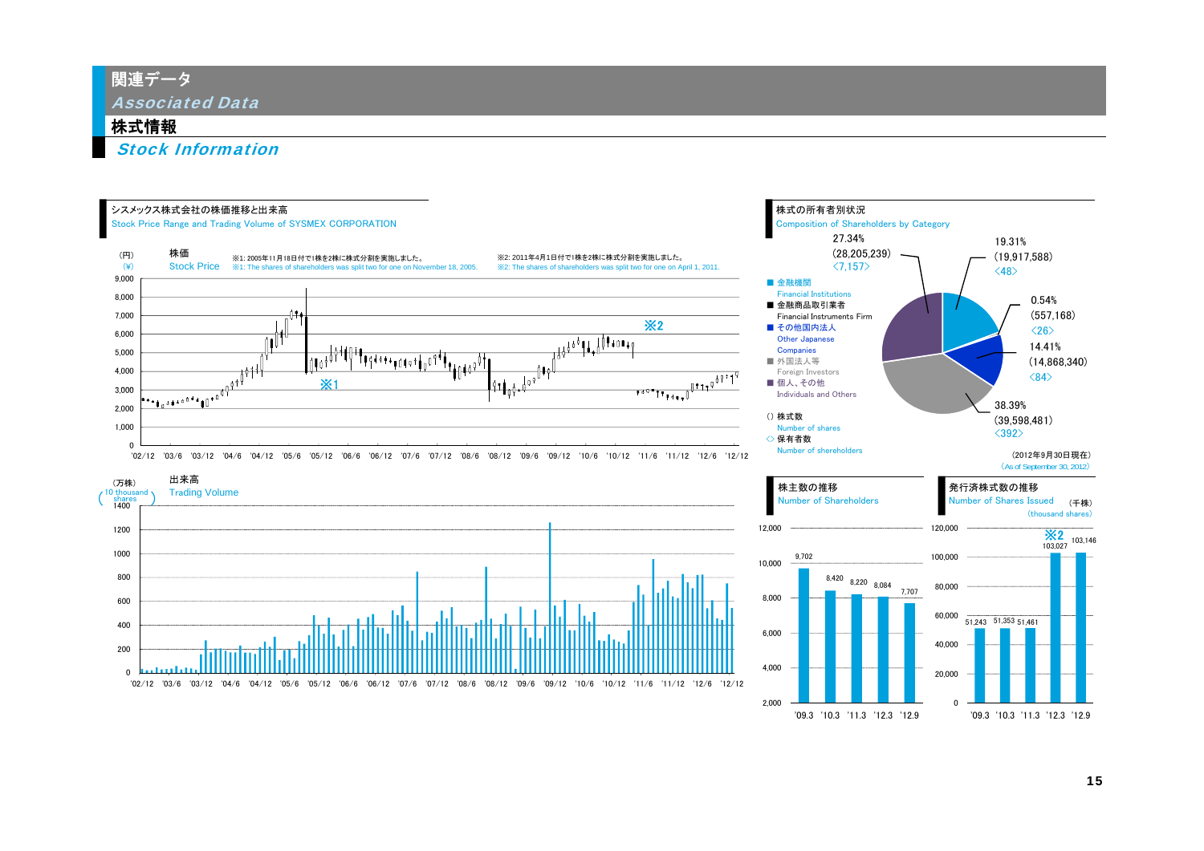# 関連データ
*Associated Data*

## 株式情報
*Stock Information*

### シスメックス株式会社の株価推移と出来高
Stock Price Range and Trading Volume of SYSMEX CORPORATION

株価 Stock Price（円）(¥)

※1: 2005年11月18日付で1株を2株に株式分割を実施しました。
※1: The shares of shareholders was split two for one on November 18, 2005.

※2: 2011年4月1日付で1株を2株に株式分割を実施しました。
※2: The shares of shareholders was split two for one on April 1, 2011.

出来高 Trading Volume（万株）(10 thousand shares)

### 株式の所有者別状況
Composition of Shareholders by Category

| 区分 Category | 比率 | 株式数 Number of shares | 保有者数 Number of shareholders |
|---|---|---|---|
| 金融機関 Financial Institutions | 19.31% | (19,917,588) | <48> |
| 金融商品取引業者 Financial Instruments Firm | 0.54% | (557,168) | <26> |
| その他国内法人 Other Japanese Companies | 14.41% | (14,868,340) | <84> |
| 外国法人等 Foreign Investors | 38.39% | (39,598,481) | <392> |
| 個人、その他 Individuals and Others | 27.34% | (28,205,239) | <7,157> |

() 株式数 Number of shares
<> 保有者数 Number of shareholders

（2012年9月30日現在）
(As of September 30, 2012)

### 株主数の推移
Number of Shareholders

| '09.3 | '10.3 | '11.3 | '12.3 | '12.9 |
|---|---|---|---|---|
| 9,702 | 8,420 | 8,220 | 8,084 | 7,707 |

### 発行済株式数の推移
Number of Shares Issued（千株）(thousand shares)

| '09.3 | '10.3 | '11.3 | '12.3 | '12.9 |
|---|---|---|---|---|
| 51,243 | 51,353 | 51,461 | 103,027 ※2 | 103,146 |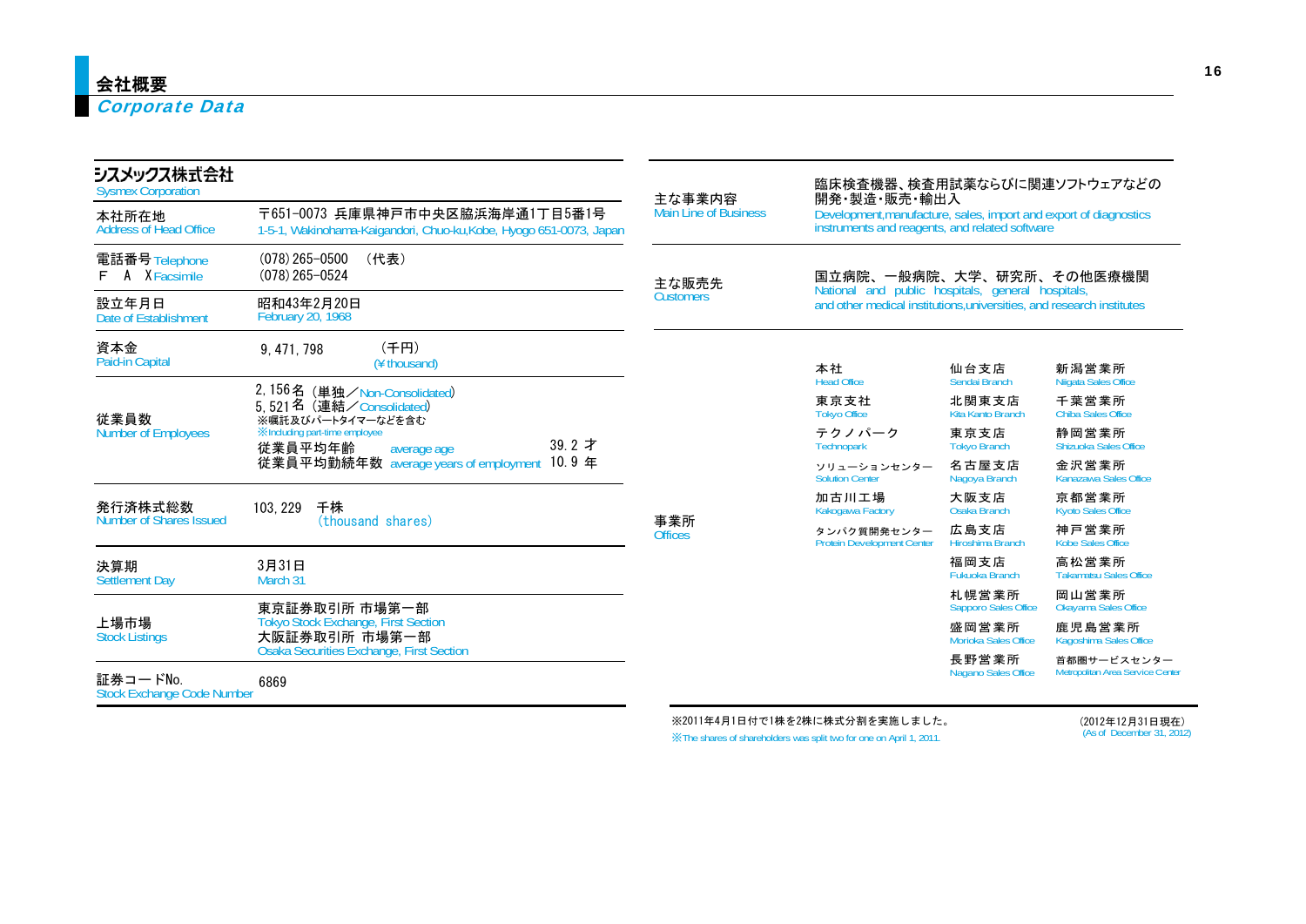# 会社概要
## *Corporate Data*

### シスメックス株式会社
Sysmex Corporation

| 項目 | 内容 |
|---|---|
| 本社所在地<br>Address of Head Office | 〒651-0073 兵庫県神戸市中央区脇浜海岸通1丁目5番1号<br>1-5-1, Wakinohama-Kaigandori, Chuo-ku,Kobe, Hyogo 651-0073, Japan |
| 電話番号 Telephone<br>F A X Facsimile | (078) 265-0500 （代表）<br>(078) 265-0524 |
| 設立年月日<br>Date of Establishment | 昭和43年2月20日<br>February 20, 1968 |
| 資本金<br>Paid-in Capital | 9, 471, 798 （千円）<br>(¥ thousand) |
| 従業員数<br>Number of Employees | 2, 156名（単独／Non-Consolidated）<br>5, 521名（連結／Consolidated）<br>※嘱託及びパートタイマーなどを含む<br>※Including part-time employee<br>従業員平均年齢 average age 39. 2 才<br>従業員平均勤続年数 average years of employment 10. 9 年 |
| 発行済株式総数<br>Number of Shares Issued | 103, 229 千株<br>(thousand shares) |
| 決算期<br>Settlement Day | 3月31日<br>March 31 |
| 上場市場<br>Stock Listings | 東京証券取引所 市場第一部<br>Tokyo Stock Exchange, First Section<br>大阪証券取引所 市場第一部<br>Osaka Securities Exchange, First Section |
| 証券コードNo.<br>Stock Exchange Code Number | 6869 |
| 主な事業内容<br>Main Line of Business | 臨床検査機器、検査用試薬ならびに関連ソフトウェアなどの開発・製造・販売・輸出入<br>Development,manufacture, sales, import and export of diagnostics instruments and reagents, and related software |
| 主な販売先<br>Customers | 国立病院、一般病院、大学、研究所、その他医療機関<br>National and public hospitals, general hospitals, and other medical institutions,universities, and research institutes |

**事業所 Offices**

| | | |
|---|---|---|
| 本社<br>Head Office | 仙台支店<br>Sendai Branch | 新潟営業所<br>Niigata Sales Office |
| 東京支社<br>Tokyo Office | 北関東支店<br>Kita Kanto Branch | 千葉営業所<br>Chiba Sales Office |
| テクノパーク<br>Technopark | 東京支店<br>Tokyo Branch | 静岡営業所<br>Shizuoka Sales Office |
| ソリューションセンター<br>Solution Center | 名古屋支店<br>Nagoya Branch | 金沢営業所<br>Kanazawa Sales Office |
| 加古川工場<br>Kakogawa Factory | 大阪支店<br>Osaka Branch | 京都営業所<br>Kyoto Sales Office |
| タンパク質開発センター<br>Protein Development Center | 広島支店<br>Hiroshima Branch | 神戸営業所<br>Kobe Sales Office |
| | 福岡支店<br>Fukuoka Branch | 高松営業所<br>Takamatsu Sales Office |
| | 札幌営業所<br>Sapporo Sales Office | 岡山営業所<br>Okayama Sales Office |
| | 盛岡営業所<br>Morioka Sales Office | 鹿児島営業所<br>Kagoshima Sales Office |
| | 長野営業所<br>Nagano Sales Office | 首都圏サービスセンター<br>Metropolitan Area Service Center |

※2011年4月1日付で1株を2株に株式分割を実施しました。
※The shares of shareholders was split two for one on April 1, 2011.

（2012年12月31日現在）
(As of December 31, 2012)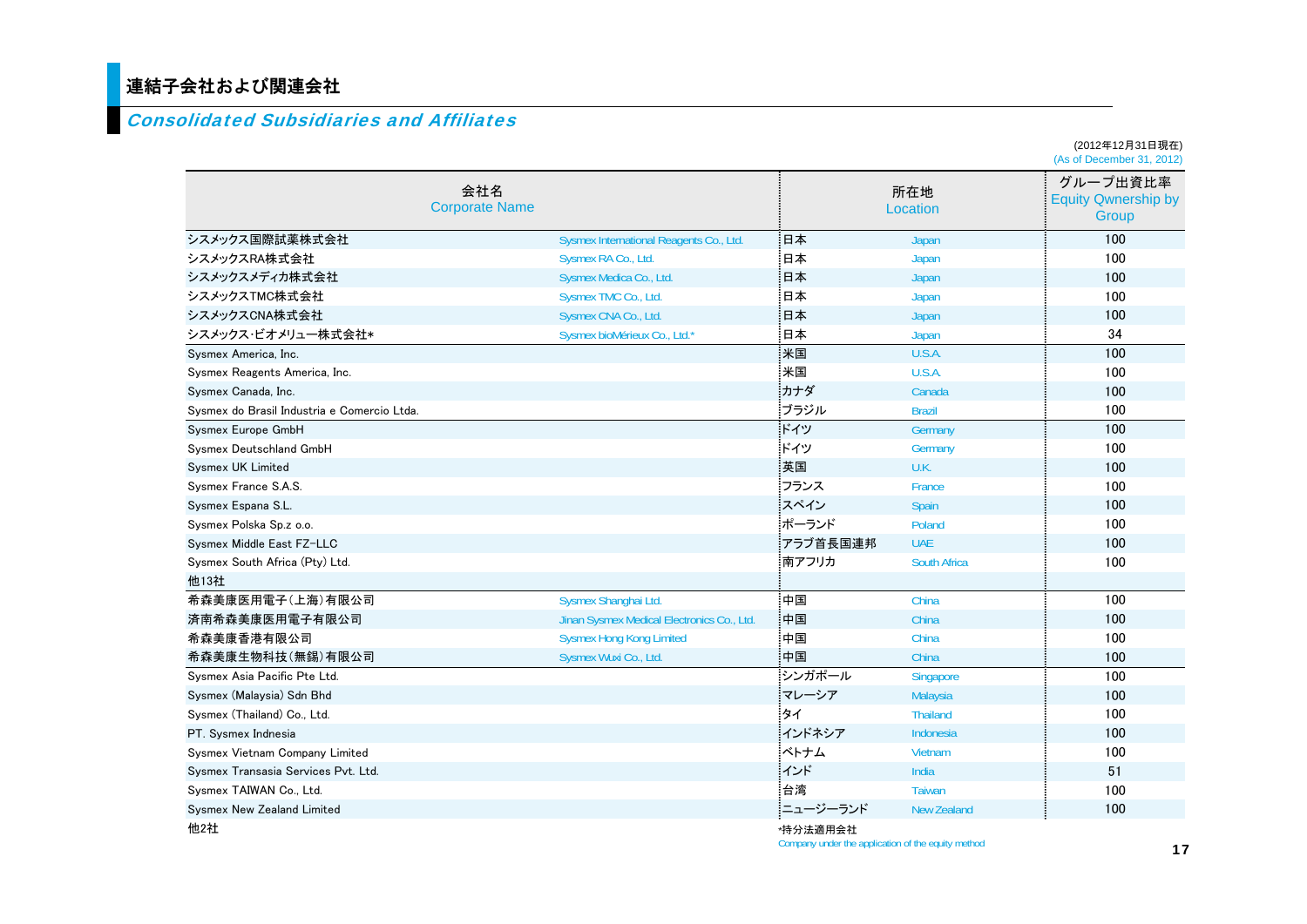# 連結子会社および関連会社

## *Consolidated Subsidiaries and Affiliates*

(2012年12月31日現在)
(As of December 31, 2012)

| 会社名 | Corporate Name | 所在地 | Location | グループ出資比率 Equity Qwnership by Group |
|---|---|---|---|---|
| シスメックス国際試薬株式会社 | Sysmex International Reagents Co., Ltd. | 日本 | Japan | 100 |
| シスメックスRA株式会社 | Sysmex RA Co., Ltd. | 日本 | Japan | 100 |
| シスメックスメディカ株式会社 | Sysmex Medica Co., Ltd. | 日本 | Japan | 100 |
| シスメックスTMC株式会社 | Sysmex TMC Co., Ltd. | 日本 | Japan | 100 |
| シスメックスCNA株式会社 | Sysmex CNA Co., Ltd. | 日本 | Japan | 100 |
| シスメックス･ビオメリュー株式会社* | Sysmex bioMérieux Co., Ltd.* | 日本 | Japan | 34 |
| Sysmex America, Inc. | | 米国 | U.S.A. | 100 |
| Sysmex Reagents America, Inc. | | 米国 | U.S.A. | 100 |
| Sysmex Canada, Inc. | | カナダ | Canada | 100 |
| Sysmex do Brasil Industria e Comercio Ltda. | | ブラジル | Brazil | 100 |
| Sysmex Europe GmbH | | ドイツ | Germany | 100 |
| Sysmex Deutschland GmbH | | ドイツ | Germany | 100 |
| Sysmex UK Limited | | 英国 | U.K. | 100 |
| Sysmex France S.A.S. | | フランス | France | 100 |
| Sysmex Espana S.L. | | スペイン | Spain | 100 |
| Sysmex Polska Sp.z o.o. | | ポーランド | Poland | 100 |
| Sysmex Middle East FZ-LLC | | アラブ首長国連邦 | UAE | 100 |
| Sysmex South Africa (Pty) Ltd. | | 南アフリカ | South Africa | 100 |
| 他13社 | | | | |
| 希森美康医用電子(上海)有限公司 | Sysmex Shanghai Ltd. | 中国 | China | 100 |
| 済南希森美康医用電子有限公司 | Jinan Sysmex Medical Electronics Co., Ltd. | 中国 | China | 100 |
| 希森美康香港有限公司 | Sysmex Hong Kong Limited | 中国 | China | 100 |
| 希森美康生物科技(無錫)有限公司 | Sysmex Wuxi Co., Ltd. | 中国 | China | 100 |
| Sysmex Asia Pacific Pte Ltd. | | シンガポール | Singapore | 100 |
| Sysmex (Malaysia) Sdn Bhd | | マレーシア | Malaysia | 100 |
| Sysmex (Thailand) Co., Ltd. | | タイ | Thailand | 100 |
| PT. Sysmex Indnesia | | インドネシア | Indonesia | 100 |
| Sysmex Vietnam Company Limited | | ベトナム | Vietnam | 100 |
| Sysmex Transasia Services Pvt. Ltd. | | インド | India | 51 |
| Sysmex TAIWAN Co., Ltd. | | 台湾 | Taiwan | 100 |
| Sysmex New Zealand Limited | | ニュージーランド | New Zealand | 100 |
| 他2社 | | | | |

*持分法適用会社
Company under the application of the equity method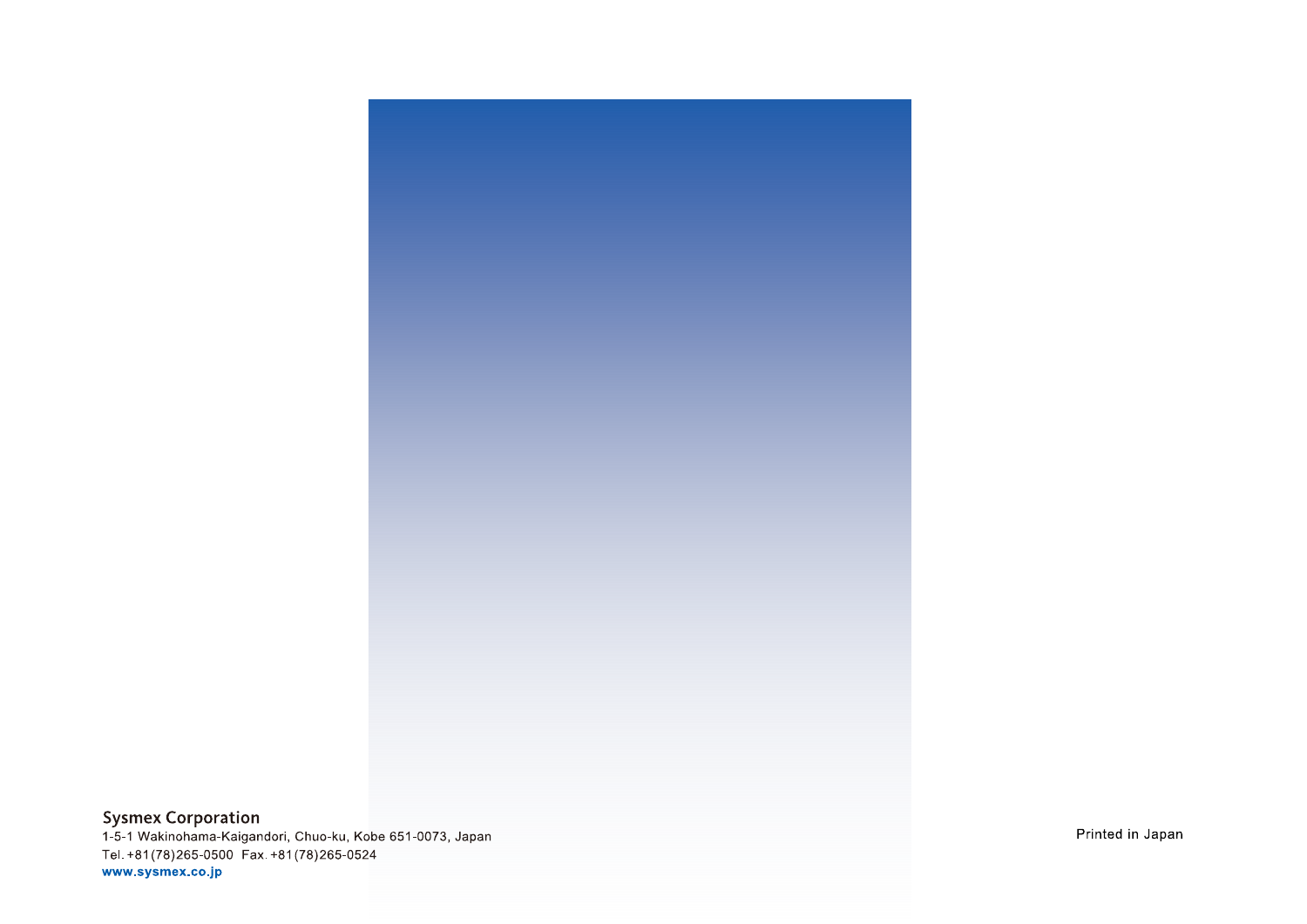**Sysmex Corporation**
1-5-1 Wakinohama-Kaigandori, Chuo-ku, Kobe 651-0073, Japan
Tel. +81(78)265-0500  Fax. +81(78)265-0524
**www.sysmex.co.jp**

Printed in Japan